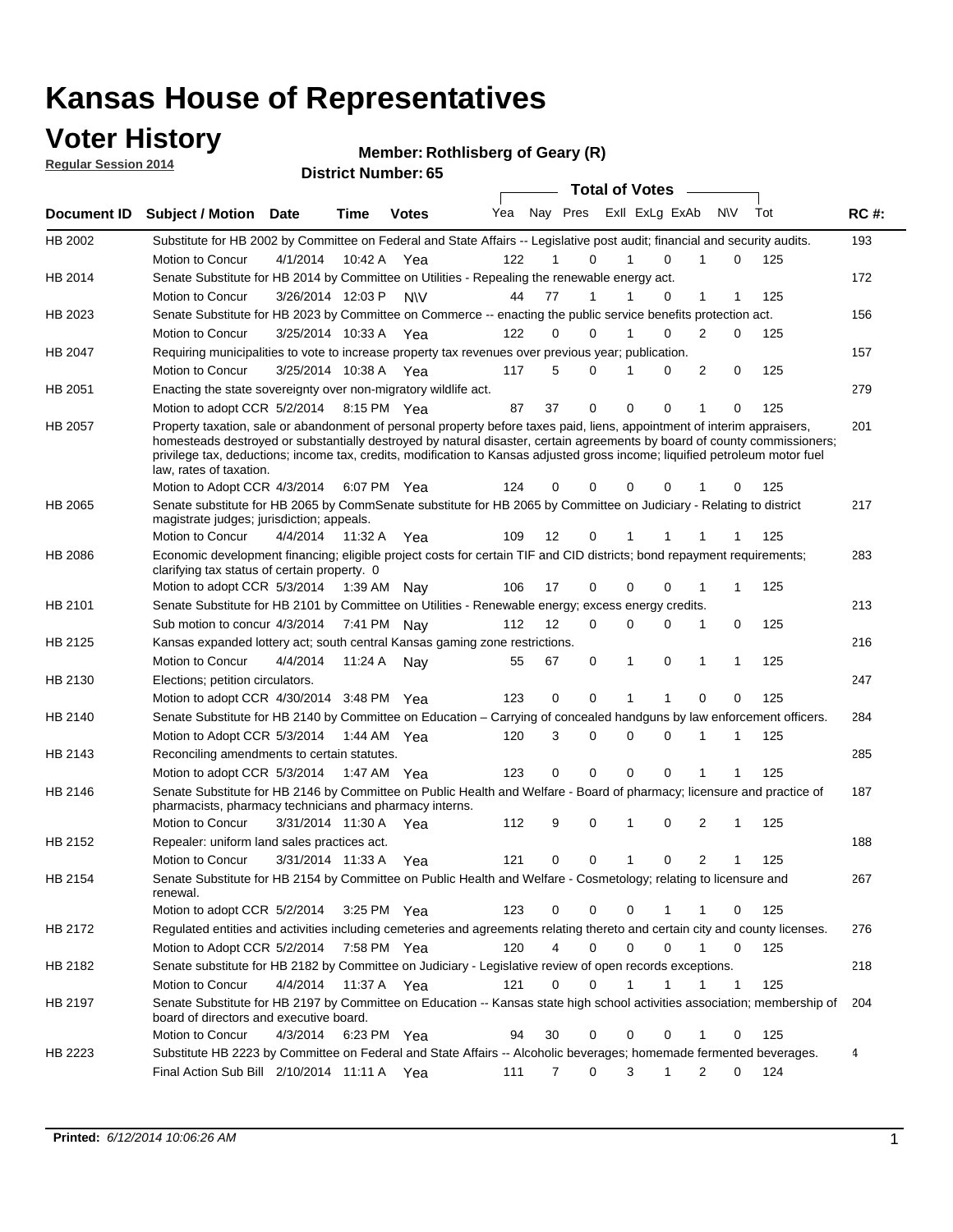# Kansas House of Representatives

## Voter History

**Regular Session 2014**

**Member: Rothlisberg of Geary (R)**

**District Number: 65**

| Document ID | Subject / Motion | Date | Time | Votes | Yea | Nay | Pres | ExII | ExLg | ExAb | N\V | Tot | RC #: |
|---|---|---|---|---|---|---|---|---|---|---|---|---|---|
| HB 2002 | Substitute for HB 2002 by Committee on Federal and State Affairs -- Legislative post audit; financial and security audits. | | | | | | | | | | | | 193 |
| | Motion to Concur | 4/1/2014 | 10:42 A | Yea | 122 | 1 | 0 | 1 | 0 | 1 | 0 | 125 | |
| HB 2014 | Senate Substitute for HB 2014 by Committee on Utilities - Repealing the renewable energy act. | | | | | | | | | | | | 172 |
| | Motion to Concur | 3/26/2014 | 12:03 P | N\V | 44 | 77 | 1 | 1 | 0 | 1 | 1 | 125 | |
| HB 2023 | Senate Substitute for HB 2023 by Committee on Commerce -- enacting the public service benefits protection act. | | | | | | | | | | | | 156 |
| | Motion to Concur | 3/25/2014 | 10:33 A | Yea | 122 | 0 | 0 | 1 | 0 | 2 | 0 | 125 | |
| HB 2047 | Requiring municipalities to vote to increase property tax revenues over previous year; publication. | | | | | | | | | | | | 157 |
| | Motion to Concur | 3/25/2014 | 10:38 A | Yea | 117 | 5 | 0 | 1 | 0 | 2 | 0 | 125 | |
| HB 2051 | Enacting the state sovereignty over non-migratory wildlife act. | | | | | | | | | | | | 279 |
| | Motion to adopt CCR | 5/2/2014 | 8:15 PM | Yea | 87 | 37 | 0 | 0 | 0 | 1 | 0 | 125 | |
| HB 2057 | Property taxation, sale or abandonment of personal property before taxes paid, liens, appointment of interim appraisers, homesteads destroyed or substantially destroyed by natural disaster, certain agreements by board of county commissioners; privilege tax, deductions; income tax, credits, modification to Kansas adjusted gross income; liquified petroleum motor fuel law, rates of taxation. | | | | | | | | | | | | 201 |
| | Motion to Adopt CCR | 4/3/2014 | 6:07 PM | Yea | 124 | 0 | 0 | 0 | 0 | 1 | 0 | 125 | |
| HB 2065 | Senate substitute for HB 2065 by CommSenate substitute for HB 2065 by Committee on Judiciary - Relating to district magistrate judges; jurisdiction; appeals. | | | | | | | | | | | | 217 |
| | Motion to Concur | 4/4/2014 | 11:32 A | Yea | 109 | 12 | 0 | 1 | 1 | 1 | 1 | 125 | |
| HB 2086 | Economic development financing; eligible project costs for certain TIF and CID districts; bond repayment requirements; clarifying tax status of certain property. 0 | | | | | | | | | | | | 283 |
| | Motion to adopt CCR | 5/3/2014 | 1:39 AM | Nay | 106 | 17 | 0 | 0 | 0 | 1 | 1 | 125 | |
| HB 2101 | Senate Substitute for HB 2101 by Committee on Utilities - Renewable energy; excess energy credits. | | | | | | | | | | | | 213 |
| | Sub motion to concur | 4/3/2014 | 7:41 PM | Nay | 112 | 12 | 0 | 0 | 0 | 1 | 0 | 125 | |
| HB 2125 | Kansas expanded lottery act; south central Kansas gaming zone restrictions. | | | | | | | | | | | | 216 |
| | Motion to Concur | 4/4/2014 | 11:24 A | Nay | 55 | 67 | 0 | 1 | 0 | 1 | 1 | 125 | |
| HB 2130 | Elections; petition circulators. | | | | | | | | | | | | 247 |
| | Motion to adopt CCR | 4/30/2014 | 3:48 PM | Yea | 123 | 0 | 0 | 1 | 1 | 0 | 0 | 125 | |
| HB 2140 | Senate Substitute for HB 2140 by Committee on Education – Carrying of concealed handguns by law enforcement officers. | | | | | | | | | | | | 284 |
| | Motion to Adopt CCR | 5/3/2014 | 1:44 AM | Yea | 120 | 3 | 0 | 0 | 0 | 1 | 1 | 125 | |
| HB 2143 | Reconciling amendments to certain statutes. | | | | | | | | | | | | 285 |
| | Motion to adopt CCR | 5/3/2014 | 1:47 AM | Yea | 123 | 0 | 0 | 0 | 0 | 1 | 1 | 125 | |
| HB 2146 | Senate Substitute for HB 2146 by Committee on Public Health and Welfare - Board of pharmacy; licensure and practice of pharmacists, pharmacy technicians and pharmacy interns. | | | | | | | | | | | | 187 |
| | Motion to Concur | 3/31/2014 | 11:30 A | Yea | 112 | 9 | 0 | 1 | 0 | 2 | 1 | 125 | |
| HB 2152 | Repealer: uniform land sales practices act. | | | | | | | | | | | | 188 |
| | Motion to Concur | 3/31/2014 | 11:33 A | Yea | 121 | 0 | 0 | 1 | 0 | 2 | 1 | 125 | |
| HB 2154 | Senate Substitute for HB 2154 by Committee on Public Health and Welfare - Cosmetology; relating to licensure and renewal. | | | | | | | | | | | | 267 |
| | Motion to adopt CCR | 5/2/2014 | 3:25 PM | Yea | 123 | 0 | 0 | 0 | 1 | 1 | 0 | 125 | |
| HB 2172 | Regulated entities and activities including cemeteries and agreements relating thereto and certain city and county licenses. | | | | | | | | | | | | 276 |
| | Motion to Adopt CCR | 5/2/2014 | 7:58 PM | Yea | 120 | 4 | 0 | 0 | 0 | 1 | 0 | 125 | |
| HB 2182 | Senate substitute for HB 2182 by Committee on Judiciary - Legislative review of open records exceptions. | | | | | | | | | | | | 218 |
| | Motion to Concur | 4/4/2014 | 11:37 A | Yea | 121 | 0 | 0 | 1 | 1 | 1 | 1 | 125 | |
| HB 2197 | Senate Substitute for HB 2197 by Committee on Education -- Kansas state high school activities association; membership of board of directors and executive board. | | | | | | | | | | | | 204 |
| | Motion to Concur | 4/3/2014 | 6:23 PM | Yea | 94 | 30 | 0 | 0 | 0 | 1 | 0 | 125 | |
| HB 2223 | Substitute HB 2223 by Committee on Federal and State Affairs -- Alcoholic beverages; homemade fermented beverages. | | | | | | | | | | | | 4 |
| | Final Action Sub Bill | 2/10/2014 | 11:11 A | Yea | 111 | 7 | 0 | 3 | 1 | 2 | 0 | 124 | |

**Printed:** *6/12/2014 10:06:26 AM*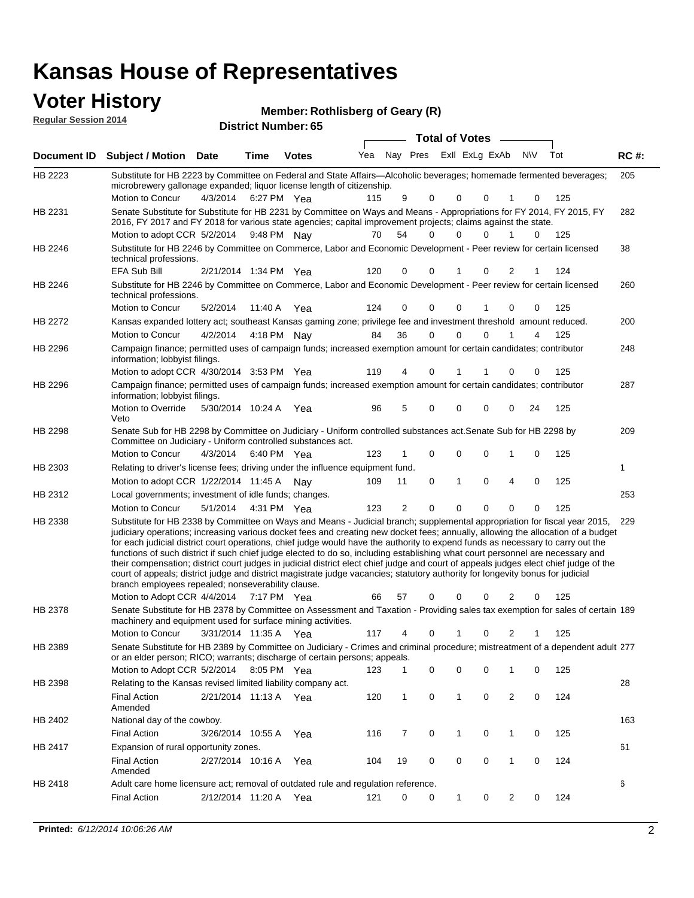# Kansas House of Representatives

## Voter History

**Regular Session 2014**

**Member: Rothlisberg of Geary (R)**

**District Number: 65**

| Document ID | Subject / Motion | Date | Time | Votes | Yea | Nay | Pres | ExII | ExLg | ExAb | N\V | Tot | RC #: |
|---|---|---|---|---|---|---|---|---|---|---|---|---|---|
| HB 2223 | Substitute for HB 2223 by Committee on Federal and State Affairs—Alcoholic beverages; homemade fermented beverages; microbrewery gallonage expanded; liquor license length of citizenship. | | | | | | | | | | | | 205 |
| | Motion to Concur | 4/3/2014 | 6:27 PM | Yea | 115 | 9 | 0 | 0 | 0 | 1 | 0 | 125 | |
| HB 2231 | Senate Substitute for Substitute for HB 2231 by Committee on Ways and Means - Appropriations for FY 2014, FY 2015, FY 2016, FY 2017 and FY 2018 for various state agencies; capital improvement projects; claims against the state. | | | | | | | | | | | | 282 |
| | Motion to adopt CCR | 5/2/2014 | 9:48 PM | Nay | 70 | 54 | 0 | 0 | 0 | 1 | 0 | 125 | |
| HB 2246 | Substitute for HB 2246 by Committee on Commerce, Labor and Economic Development - Peer review for certain licensed technical professions. | | | | | | | | | | | | 38 |
| | EFA Sub Bill | 2/21/2014 | 1:34 PM | Yea | 120 | 0 | 0 | 1 | 0 | 2 | 1 | 124 | |
| HB 2246 | Substitute for HB 2246 by Committee on Commerce, Labor and Economic Development - Peer review for certain licensed technical professions. | | | | | | | | | | | | 260 |
| | Motion to Concur | 5/2/2014 | 11:40 A | Yea | 124 | 0 | 0 | 0 | 1 | 0 | 0 | 125 | |
| HB 2272 | Kansas expanded lottery act; southeast Kansas gaming zone; privilege fee and investment threshold amount reduced. | | | | | | | | | | | | 200 |
| | Motion to Concur | 4/2/2014 | 4:18 PM | Nay | 84 | 36 | 0 | 0 | 0 | 1 | 4 | 125 | |
| HB 2296 | Campaign finance; permitted uses of campaign funds; increased exemption amount for certain candidates; contributor information; lobbyist filings. | | | | | | | | | | | | 248 |
| | Motion to adopt CCR | 4/30/2014 | 3:53 PM | Yea | 119 | 4 | 0 | 1 | 1 | 0 | 0 | 125 | |
| HB 2296 | Campaign finance; permitted uses of campaign funds; increased exemption amount for certain candidates; contributor information; lobbyist filings. | | | | | | | | | | | | 287 |
| | Motion to Override Veto | 5/30/2014 | 10:24 A | Yea | 96 | 5 | 0 | 0 | 0 | 0 | 24 | 125 | |
| HB 2298 | Senate Sub for HB 2298 by Committee on Judiciary - Uniform controlled substances act.Senate Sub for HB 2298 by Committee on Judiciary - Uniform controlled substances act. | | | | | | | | | | | | 209 |
| | Motion to Concur | 4/3/2014 | 6:40 PM | Yea | 123 | 1 | 0 | 0 | 0 | 1 | 0 | 125 | |
| HB 2303 | Relating to driver's license fees; driving under the influence equipment fund. | | | | | | | | | | | | 1 |
| | Motion to adopt CCR | 1/22/2014 | 11:45 A | Nay | 109 | 11 | 0 | 1 | 0 | 4 | 0 | 125 | |
| HB 2312 | Local governments; investment of idle funds; changes. | | | | | | | | | | | | 253 |
| | Motion to Concur | 5/1/2014 | 4:31 PM | Yea | 123 | 2 | 0 | 0 | 0 | 0 | 0 | 125 | |
| HB 2338 | Substitute for HB 2338 by Committee on Ways and Means - Judicial branch; supplemental appropriation for fiscal year 2015, judiciary operations; increasing various docket fees and creating new docket fees; annually, allowing the allocation of a budget for each judicial district court operations, chief judge would have the authority to expend funds as necessary to carry out the functions of such district if such chief judge elected to do so, including establishing what court personnel are necessary and their compensation; district court judges in judicial district elect chief judge and court of appeals judges elect chief judge of the court of appeals; district judge and district magistrate judge vacancies; statutory authority for longevity bonus for judicial branch employees repealed; nonseverability clause. | | | | | | | | | | | | 229 |
| | Motion to Adopt CCR | 4/4/2014 | 7:17 PM | Yea | 66 | 57 | 0 | 0 | 0 | 2 | 0 | 125 | |
| HB 2378 | Senate Substitute for HB 2378 by Committee on Assessment and Taxation - Providing sales tax exemption for sales of certain machinery and equipment used for surface mining activities. | | | | | | | | | | | | 189 |
| | Motion to Concur | 3/31/2014 | 11:35 A | Yea | 117 | 4 | 0 | 1 | 0 | 2 | 1 | 125 | |
| HB 2389 | Senate Substitute for HB 2389 by Committee on Judiciary - Crimes and criminal procedure; mistreatment of a dependent adult or an elder person; RICO; warrants; discharge of certain persons; appeals. | | | | | | | | | | | | 277 |
| | Motion to Adopt CCR | 5/2/2014 | 8:05 PM | Yea | 123 | 1 | 0 | 0 | 0 | 1 | 0 | 125 | |
| HB 2398 | Relating to the Kansas revised limited liability company act. | | | | | | | | | | | | 28 |
| | Final Action Amended | 2/21/2014 | 11:13 A | Yea | 120 | 1 | 0 | 1 | 0 | 2 | 0 | 124 | |
| HB 2402 | National day of the cowboy. | | | | | | | | | | | | 163 |
| | Final Action | 3/26/2014 | 10:55 A | Yea | 116 | 7 | 0 | 1 | 0 | 1 | 0 | 125 | |
| HB 2417 | Expansion of rural opportunity zones. | | | | | | | | | | | | 61 |
| | Final Action Amended | 2/27/2014 | 10:16 A | Yea | 104 | 19 | 0 | 0 | 0 | 1 | 0 | 124 | |
| HB 2418 | Adult care home licensure act; removal of outdated rule and regulation reference. | | | | | | | | | | | | 6 |
| | Final Action | 2/12/2014 | 11:20 A | Yea | 121 | 0 | 0 | 1 | 0 | 2 | 0 | 124 | |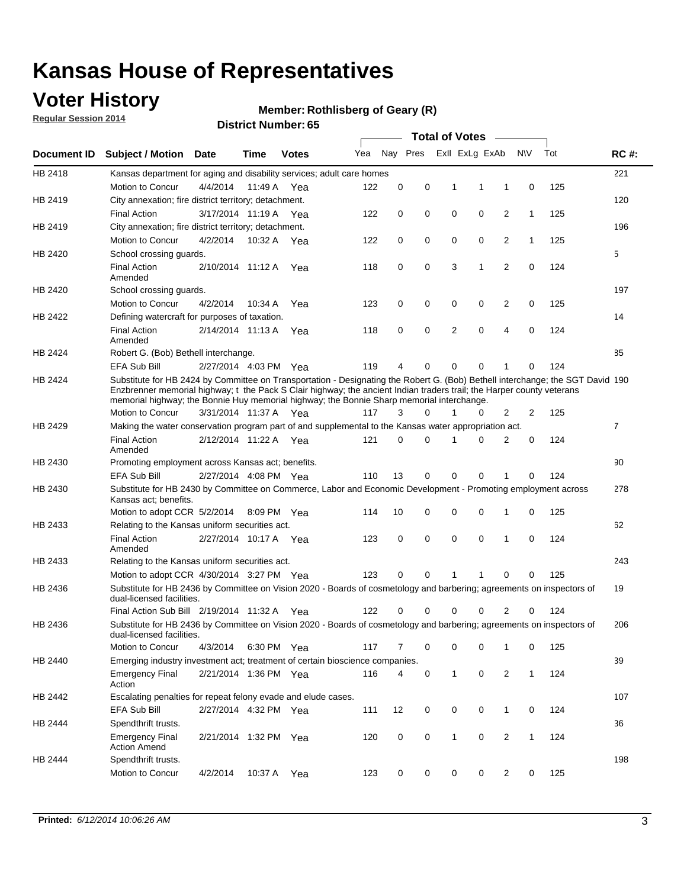# Kansas House of Representatives

## Voter History

**Regular Session 2014**

**Member: Rothlisberg of Geary (R)**

**District Number: 65**

| Document ID | Subject / Motion | Date | Time | Votes | Yea | Nay | Pres | ExII | ExLg | ExAb | N\V | Tot | RC #: |
|---|---|---|---|---|---|---|---|---|---|---|---|---|---|
| HB 2418 | Kansas department for aging and disability services; adult care homes | | | | | | | | | | | | 221 |
| | Motion to Concur | 4/4/2014 | 11:49 A | Yea | 122 | 0 | 0 | 1 | 1 | 1 | 0 | 125 | |
| HB 2419 | City annexation; fire district territory; detachment. | | | | | | | | | | | | 120 |
| | Final Action | 3/17/2014 | 11:19 A | Yea | 122 | 0 | 0 | 0 | 0 | 2 | 1 | 125 | |
| HB 2419 | City annexation; fire district territory; detachment. | | | | | | | | | | | | 196 |
| | Motion to Concur | 4/2/2014 | 10:32 A | Yea | 122 | 0 | 0 | 0 | 0 | 2 | 1 | 125 | |
| HB 2420 | School crossing guards. | | | | | | | | | | | | 5 |
| | Final Action Amended | 2/10/2014 | 11:12 A | Yea | 118 | 0 | 0 | 3 | 1 | 2 | 0 | 124 | |
| HB 2420 | School crossing guards. | | | | | | | | | | | | 197 |
| | Motion to Concur | 4/2/2014 | 10:34 A | Yea | 123 | 0 | 0 | 0 | 0 | 2 | 0 | 125 | |
| HB 2422 | Defining watercraft for purposes of taxation. | | | | | | | | | | | | 14 |
| | Final Action Amended | 2/14/2014 | 11:13 A | Yea | 118 | 0 | 0 | 2 | 0 | 4 | 0 | 124 | |
| HB 2424 | Robert G. (Bob) Bethell interchange. | | | | | | | | | | | | 85 |
| | EFA Sub Bill | 2/27/2014 | 4:03 PM | Yea | 119 | 4 | 0 | 0 | 0 | 1 | 0 | 124 | |
| HB 2424 | Substitute for HB 2424 by Committee on Transportation - Designating the Robert G. (Bob) Bethell interchange; the SGT David Enzbrenner memorial highway; t the Pack S Clair highway; the ancient Indian traders trail; the Harper county veterans memorial highway; the Bonnie Huy memorial highway; the Bonnie Sharp memorial interchange. | | | | | | | | | | | | 190 |
| | Motion to Concur | 3/31/2014 | 11:37 A | Yea | 117 | 3 | 0 | 1 | 0 | 2 | 2 | 125 | |
| HB 2429 | Making the water conservation program part of and supplemental to the Kansas water appropriation act. | | | | | | | | | | | | 7 |
| | Final Action Amended | 2/12/2014 | 11:22 A | Yea | 121 | 0 | 0 | 1 | 0 | 2 | 0 | 124 | |
| HB 2430 | Promoting employment across Kansas act; benefits. | | | | | | | | | | | | 90 |
| | EFA Sub Bill | 2/27/2014 | 4:08 PM | Yea | 110 | 13 | 0 | 0 | 0 | 1 | 0 | 124 | |
| HB 2430 | Substitute for HB 2430 by Committee on Commerce, Labor and Economic Development - Promoting employment across Kansas act; benefits. | | | | | | | | | | | | 278 |
| | Motion to adopt CCR | 5/2/2014 | 8:09 PM | Yea | 114 | 10 | 0 | 0 | 0 | 1 | 0 | 125 | |
| HB 2433 | Relating to the Kansas uniform securities act. | | | | | | | | | | | | 62 |
| | Final Action Amended | 2/27/2014 | 10:17 A | Yea | 123 | 0 | 0 | 0 | 0 | 1 | 0 | 124 | |
| HB 2433 | Relating to the Kansas uniform securities act. | | | | | | | | | | | | 243 |
| | Motion to adopt CCR | 4/30/2014 | 3:27 PM | Yea | 123 | 0 | 0 | 1 | 1 | 0 | 0 | 125 | |
| HB 2436 | Substitute for HB 2436 by Committee on Vision 2020 - Boards of cosmetology and barbering; agreements on inspectors of dual-licensed facilities. | | | | | | | | | | | | 19 |
| | Final Action Sub Bill | 2/19/2014 | 11:32 A | Yea | 122 | 0 | 0 | 0 | 0 | 2 | 0 | 124 | |
| HB 2436 | Substitute for HB 2436 by Committee on Vision 2020 - Boards of cosmetology and barbering; agreements on inspectors of dual-licensed facilities. | | | | | | | | | | | | 206 |
| | Motion to Concur | 4/3/2014 | 6:30 PM | Yea | 117 | 7 | 0 | 0 | 0 | 1 | 0 | 125 | |
| HB 2440 | Emerging industry investment act; treatment of certain bioscience companies. | | | | | | | | | | | | 39 |
| | Emergency Final Action | 2/21/2014 | 1:36 PM | Yea | 116 | 4 | 0 | 1 | 0 | 2 | 1 | 124 | |
| HB 2442 | Escalating penalties for repeat felony evade and elude cases. | | | | | | | | | | | | 107 |
| | EFA Sub Bill | 2/27/2014 | 4:32 PM | Yea | 111 | 12 | 0 | 0 | 0 | 1 | 0 | 124 | |
| HB 2444 | Spendthrift trusts. | | | | | | | | | | | | 36 |
| | Emergency Final Action Amend | 2/21/2014 | 1:32 PM | Yea | 120 | 0 | 0 | 1 | 0 | 2 | 1 | 124 | |
| HB 2444 | Spendthrift trusts. | | | | | | | | | | | | 198 |
| | Motion to Concur | 4/2/2014 | 10:37 A | Yea | 123 | 0 | 0 | 0 | 0 | 2 | 0 | 125 | |

**Printed:** *6/12/2014 10:06:26 AM*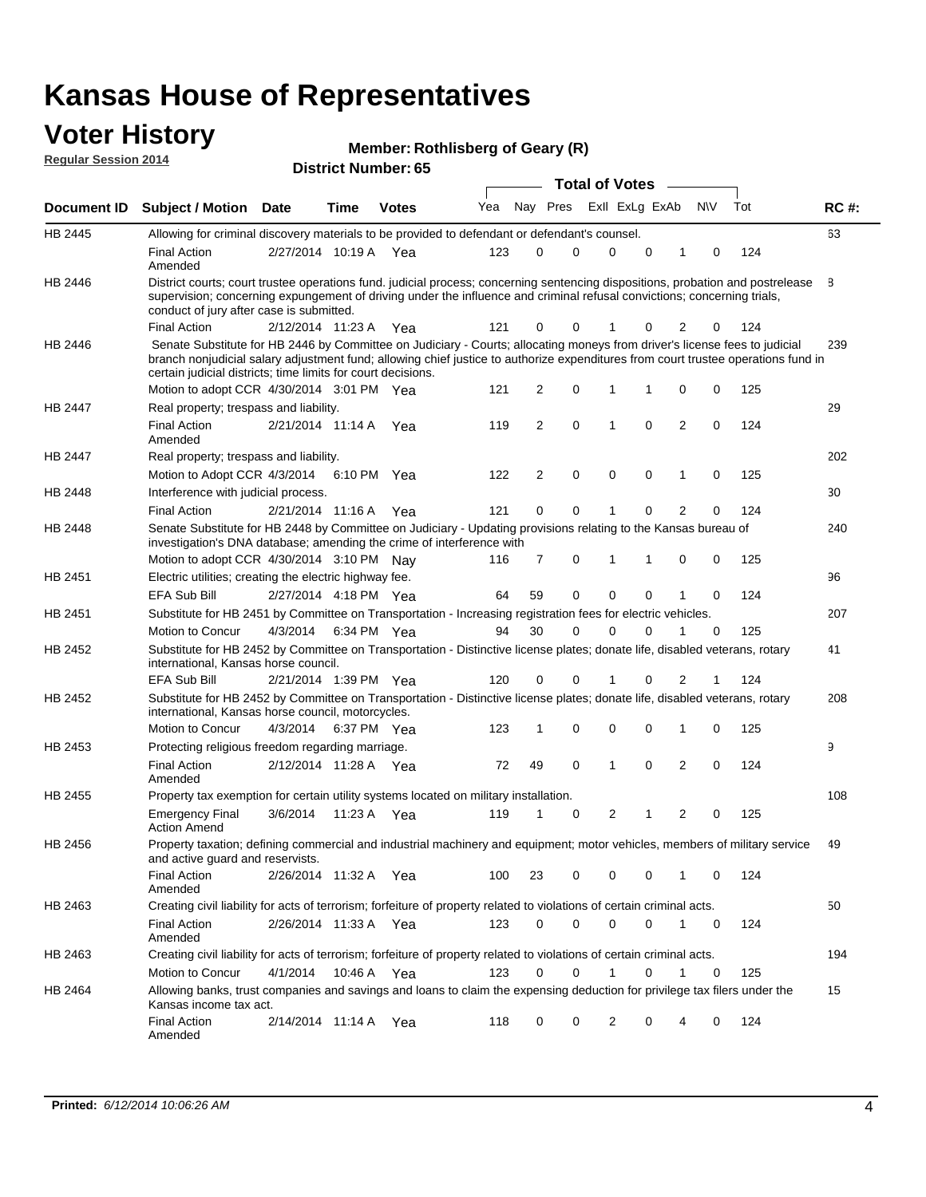# Kansas House of Representatives

## Voter History

**Regular Session 2014**

**Member: Rothlisberg of Geary (R)**

**District Number: 65**

| Document ID | Subject / Motion | Date | Time | Votes | Yea | Nay | Pres | ExII | ExLg | ExAb | N\V | Tot | RC #: |
|---|---|---|---|---|---|---|---|---|---|---|---|---|---|
| HB 2445 | Allowing for criminal discovery materials to be provided to defendant or defendant's counsel. | | | | | | | | | | | | 63 |
| | Final Action Amended | 2/27/2014 | 10:19 A | Yea | 123 | 0 | 0 | 0 | 0 | 1 | 0 | 124 | |
| HB 2446 | District courts; court trustee operations fund. judicial process; concerning sentencing dispositions, probation and postrelease supervision; concerning expungement of driving under the influence and criminal refusal convictions; concerning trials, conduct of jury after case is submitted. | | | | | | | | | | | | 8 |
| | Final Action | 2/12/2014 | 11:23 A | Yea | 121 | 0 | 0 | 1 | 0 | 2 | 0 | 124 | |
| HB 2446 | Senate Substitute for HB 2446 by Committee on Judiciary - Courts; allocating moneys from driver's license fees to judicial branch nonjudicial salary adjustment fund; allowing chief justice to authorize expenditures from court trustee operations fund in certain judicial districts; time limits for court decisions. | | | | | | | | | | | | 239 |
| | Motion to adopt CCR | 4/30/2014 | 3:01 PM | Yea | 121 | 2 | 0 | 1 | 1 | 0 | 0 | 125 | |
| HB 2447 | Real property; trespass and liability. | | | | | | | | | | | | 29 |
| | Final Action Amended | 2/21/2014 | 11:14 A | Yea | 119 | 2 | 0 | 1 | 0 | 2 | 0 | 124 | |
| HB 2447 | Real property; trespass and liability. | | | | | | | | | | | | 202 |
| | Motion to Adopt CCR | 4/3/2014 | 6:10 PM | Yea | 122 | 2 | 0 | 0 | 0 | 1 | 0 | 125 | |
| HB 2448 | Interference with judicial process. | | | | | | | | | | | | 30 |
| | Final Action | 2/21/2014 | 11:16 A | Yea | 121 | 0 | 0 | 1 | 0 | 2 | 0 | 124 | |
| HB 2448 | Senate Substitute for HB 2448 by Committee on Judiciary - Updating provisions relating to the Kansas bureau of investigation's DNA database; amending the crime of interference with | | | | | | | | | | | | 240 |
| | Motion to adopt CCR | 4/30/2014 | 3:10 PM | Nay | 116 | 7 | 0 | 1 | 1 | 0 | 0 | 125 | |
| HB 2451 | Electric utilities; creating the electric highway fee. | | | | | | | | | | | | 96 |
| | EFA Sub Bill | 2/27/2014 | 4:18 PM | Yea | 64 | 59 | 0 | 0 | 0 | 1 | 0 | 124 | |
| HB 2451 | Substitute for HB 2451 by Committee on Transportation - Increasing registration fees for electric vehicles. | | | | | | | | | | | | 207 |
| | Motion to Concur | 4/3/2014 | 6:34 PM | Yea | 94 | 30 | 0 | 0 | 0 | 1 | 0 | 125 | |
| HB 2452 | Substitute for HB 2452 by Committee on Transportation - Distinctive license plates; donate life, disabled veterans, rotary international, Kansas horse council. | | | | | | | | | | | | 41 |
| | EFA Sub Bill | 2/21/2014 | 1:39 PM | Yea | 120 | 0 | 0 | 1 | 0 | 2 | 1 | 124 | |
| HB 2452 | Substitute for HB 2452 by Committee on Transportation - Distinctive license plates; donate life, disabled veterans, rotary international, Kansas horse council, motorcycles. | | | | | | | | | | | | 208 |
| | Motion to Concur | 4/3/2014 | 6:37 PM | Yea | 123 | 1 | 0 | 0 | 0 | 1 | 0 | 125 | |
| HB 2453 | Protecting religious freedom regarding marriage. | | | | | | | | | | | | 9 |
| | Final Action Amended | 2/12/2014 | 11:28 A | Yea | 72 | 49 | 0 | 1 | 0 | 2 | 0 | 124 | |
| HB 2455 | Property tax exemption for certain utility systems located on military installation. | | | | | | | | | | | | 108 |
| | Emergency Final Action Amend | 3/6/2014 | 11:23 A | Yea | 119 | 1 | 0 | 2 | 1 | 2 | 0 | 125 | |
| HB 2456 | Property taxation; defining commercial and industrial machinery and equipment; motor vehicles, members of military service and active guard and reservists. | | | | | | | | | | | | 49 |
| | Final Action Amended | 2/26/2014 | 11:32 A | Yea | 100 | 23 | 0 | 0 | 0 | 1 | 0 | 124 | |
| HB 2463 | Creating civil liability for acts of terrorism; forfeiture of property related to violations of certain criminal acts. | | | | | | | | | | | | 50 |
| | Final Action Amended | 2/26/2014 | 11:33 A | Yea | 123 | 0 | 0 | 0 | 0 | 1 | 0 | 124 | |
| HB 2463 | Creating civil liability for acts of terrorism; forfeiture of property related to violations of certain criminal acts. | | | | | | | | | | | | 194 |
| | Motion to Concur | 4/1/2014 | 10:46 A | Yea | 123 | 0 | 0 | 1 | 0 | 1 | 0 | 125 | |
| HB 2464 | Allowing banks, trust companies and savings and loans to claim the expensing deduction for privilege tax filers under the Kansas income tax act. | | | | | | | | | | | | 15 |
| | Final Action Amended | 2/14/2014 | 11:14 A | Yea | 118 | 0 | 0 | 2 | 0 | 4 | 0 | 124 | |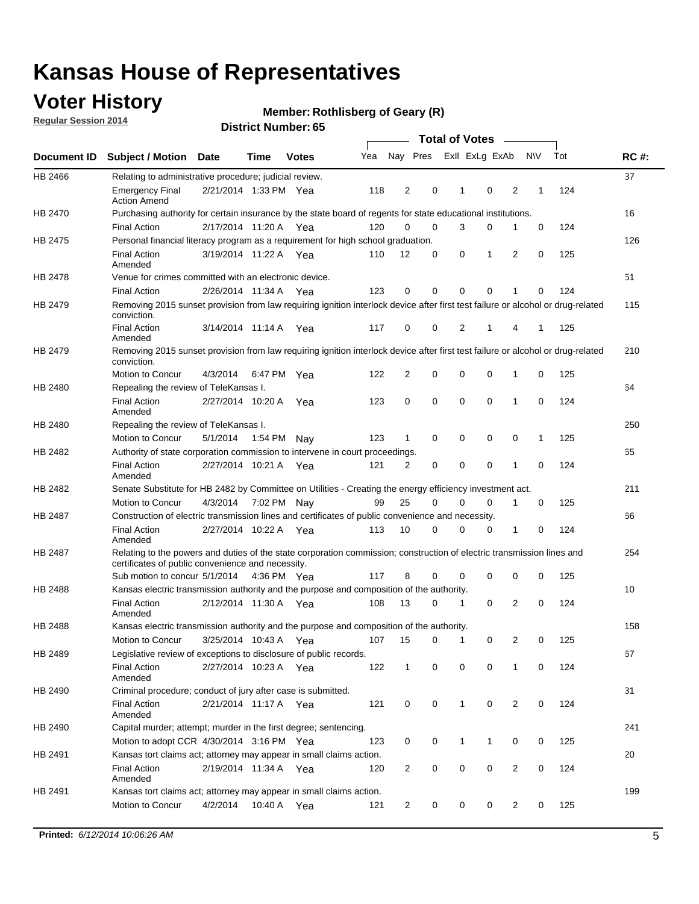# Kansas House of Representatives

## Voter History

**Regular Session 2014**

**Member: Rothlisberg of Geary (R)**

**District Number: 65**

| Document ID | Subject / Motion | Date | Time | Votes | Yea | Nay | Pres | ExII | ExLg | ExAb | N\V | Tot | RC #: |
|---|---|---|---|---|---|---|---|---|---|---|---|---|---|
| HB 2466 | Relating to administrative procedure; judicial review. | | | | | | | | | | | | 37 |
| | Emergency Final Action Amend | 2/21/2014 | 1:33 PM | Yea | 118 | 2 | 0 | 1 | 0 | 2 | 1 | 124 | |
| HB 2470 | Purchasing authority for certain insurance by the state board of regents for state educational institutions. | | | | | | | | | | | | 16 |
| | Final Action | 2/17/2014 | 11:20 A | Yea | 120 | 0 | 0 | 3 | 0 | 1 | 0 | 124 | |
| HB 2475 | Personal financial literacy program as a requirement for high school graduation. | | | | | | | | | | | | 126 |
| | Final Action Amended | 3/19/2014 | 11:22 A | Yea | 110 | 12 | 0 | 0 | 1 | 2 | 0 | 125 | |
| HB 2478 | Venue for crimes committed with an electronic device. | | | | | | | | | | | | 51 |
| | Final Action | 2/26/2014 | 11:34 A | Yea | 123 | 0 | 0 | 0 | 0 | 1 | 0 | 124 | |
| HB 2479 | Removing 2015 sunset provision from law requiring ignition interlock device after first test failure or alcohol or drug-related conviction. | | | | | | | | | | | | 115 |
| | Final Action Amended | 3/14/2014 | 11:14 A | Yea | 117 | 0 | 0 | 2 | 1 | 4 | 1 | 125 | |
| HB 2479 | Removing 2015 sunset provision from law requiring ignition interlock device after first test failure or alcohol or drug-related conviction. | | | | | | | | | | | | 210 |
| | Motion to Concur | 4/3/2014 | 6:47 PM | Yea | 122 | 2 | 0 | 0 | 0 | 1 | 0 | 125 | |
| HB 2480 | Repealing the review of TeleKansas I. | | | | | | | | | | | | 64 |
| | Final Action Amended | 2/27/2014 | 10:20 A | Yea | 123 | 0 | 0 | 0 | 0 | 1 | 0 | 124 | |
| HB 2480 | Repealing the review of TeleKansas I. | | | | | | | | | | | | 250 |
| | Motion to Concur | 5/1/2014 | 1:54 PM | Nay | 123 | 1 | 0 | 0 | 0 | 0 | 1 | 125 | |
| HB 2482 | Authority of state corporation commission to intervene in court proceedings. | | | | | | | | | | | | 65 |
| | Final Action Amended | 2/27/2014 | 10:21 A | Yea | 121 | 2 | 0 | 0 | 0 | 1 | 0 | 124 | |
| HB 2482 | Senate Substitute for HB 2482 by Committee on Utilities - Creating the energy efficiency investment act. | | | | | | | | | | | | 211 |
| | Motion to Concur | 4/3/2014 | 7:02 PM | Nay | 99 | 25 | 0 | 0 | 0 | 1 | 0 | 125 | |
| HB 2487 | Construction of electric transmission lines and certificates of public convenience and necessity. | | | | | | | | | | | | 66 |
| | Final Action Amended | 2/27/2014 | 10:22 A | Yea | 113 | 10 | 0 | 0 | 0 | 1 | 0 | 124 | |
| HB 2487 | Relating to the powers and duties of the state corporation commission; construction of electric transmission lines and certificates of public convenience and necessity. | | | | | | | | | | | | 254 |
| | Sub motion to concur | 5/1/2014 | 4:36 PM | Yea | 117 | 8 | 0 | 0 | 0 | 0 | 0 | 125 | |
| HB 2488 | Kansas electric transmission authority and the purpose and composition of the authority. | | | | | | | | | | | | 10 |
| | Final Action Amended | 2/12/2014 | 11:30 A | Yea | 108 | 13 | 0 | 1 | 0 | 2 | 0 | 124 | |
| HB 2488 | Kansas electric transmission authority and the purpose and composition of the authority. | | | | | | | | | | | | 158 |
| | Motion to Concur | 3/25/2014 | 10:43 A | Yea | 107 | 15 | 0 | 1 | 0 | 2 | 0 | 125 | |
| HB 2489 | Legislative review of exceptions to disclosure of public records. | | | | | | | | | | | | 67 |
| | Final Action Amended | 2/27/2014 | 10:23 A | Yea | 122 | 1 | 0 | 0 | 0 | 1 | 0 | 124 | |
| HB 2490 | Criminal procedure; conduct of jury after case is submitted. | | | | | | | | | | | | 31 |
| | Final Action Amended | 2/21/2014 | 11:17 A | Yea | 121 | 0 | 0 | 1 | 0 | 2 | 0 | 124 | |
| HB 2490 | Capital murder; attempt; murder in the first degree; sentencing. | | | | | | | | | | | | 241 |
| | Motion to adopt CCR | 4/30/2014 | 3:16 PM | Yea | 123 | 0 | 0 | 1 | 1 | 0 | 0 | 125 | |
| HB 2491 | Kansas tort claims act; attorney may appear in small claims action. | | | | | | | | | | | | 20 |
| | Final Action Amended | 2/19/2014 | 11:34 A | Yea | 120 | 2 | 0 | 0 | 0 | 2 | 0 | 124 | |
| HB 2491 | Kansas tort claims act; attorney may appear in small claims action. | | | | | | | | | | | | 199 |
| | Motion to Concur | 4/2/2014 | 10:40 A | Yea | 121 | 2 | 0 | 0 | 0 | 2 | 0 | 125 | |

**Printed:** *6/12/2014 10:06:26 AM*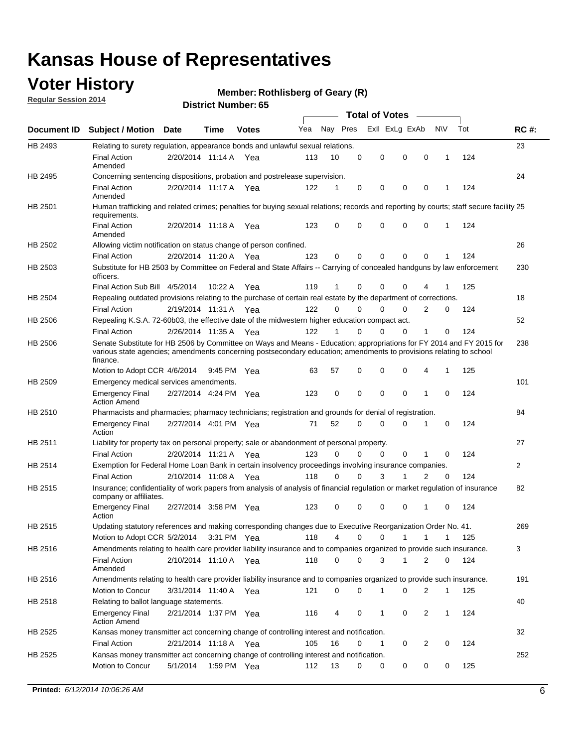# Kansas House of Representatives

## Voter History

**Regular Session 2014**

**Member: Rothlisberg of Geary (R)**

**District Number: 65**

| Document ID | Subject / Motion | Date | Time | Votes | Yea | Nay | Pres | ExII | ExLg | ExAb | N\V | Tot | RC #: |
|---|---|---|---|---|---|---|---|---|---|---|---|---|---|
| HB 2493 | Relating to surety regulation, appearance bonds and unlawful sexual relations. | | | | | | | | | | | | 23 |
| | Final Action Amended | 2/20/2014 | 11:14 A | Yea | 113 | 10 | 0 | 0 | 0 | 0 | 1 | 124 | |
| HB 2495 | Concerning sentencing dispositions, probation and postrelease supervision. | | | | | | | | | | | | 24 |
| | Final Action Amended | 2/20/2014 | 11:17 A | Yea | 122 | 1 | 0 | 0 | 0 | 0 | 1 | 124 | |
| HB 2501 | Human trafficking and related crimes; penalties for buying sexual relations; records and reporting by courts; staff secure facility requirements. | | | | | | | | | | | | 25 |
| | Final Action Amended | 2/20/2014 | 11:18 A | Yea | 123 | 0 | 0 | 0 | 0 | 0 | 1 | 124 | |
| HB 2502 | Allowing victim notification on status change of person confined. | | | | | | | | | | | | 26 |
| | Final Action | 2/20/2014 | 11:20 A | Yea | 123 | 0 | 0 | 0 | 0 | 0 | 1 | 124 | |
| HB 2503 | Substitute for HB 2503 by Committee on Federal and State Affairs -- Carrying of concealed handguns by law enforcement officers. | | | | | | | | | | | | 230 |
| | Final Action Sub Bill | 4/5/2014 | 10:22 A | Yea | 119 | 1 | 0 | 0 | 0 | 4 | 1 | 125 | |
| HB 2504 | Repealing outdated provisions relating to the purchase of certain real estate by the department of corrections. | | | | | | | | | | | | 18 |
| | Final Action | 2/19/2014 | 11:31 A | Yea | 122 | 0 | 0 | 0 | 0 | 2 | 0 | 124 | |
| HB 2506 | Repealing K.S.A. 72-60b03, the effective date of the midwestern higher education compact act. | | | | | | | | | | | | 52 |
| | Final Action | 2/26/2014 | 11:35 A | Yea | 122 | 1 | 0 | 0 | 0 | 1 | 0 | 124 | |
| HB 2506 | Senate Substitute for HB 2506 by Committee on Ways and Means - Education; appropriations for FY 2014 and FY 2015 for various state agencies; amendments concerning postsecondary education; amendments to provisions relating to school finance. | | | | | | | | | | | | 238 |
| | Motion to Adopt CCR | 4/6/2014 | 9:45 PM | Yea | 63 | 57 | 0 | 0 | 0 | 4 | 1 | 125 | |
| HB 2509 | Emergency medical services amendments. | | | | | | | | | | | | 101 |
| | Emergency Final Action Amend | 2/27/2014 | 4:24 PM | Yea | 123 | 0 | 0 | 0 | 0 | 1 | 0 | 124 | |
| HB 2510 | Pharmacists and pharmacies; pharmacy technicians; registration and grounds for denial of registration. | | | | | | | | | | | | 84 |
| | Emergency Final Action | 2/27/2014 | 4:01 PM | Yea | 71 | 52 | 0 | 0 | 0 | 1 | 0 | 124 | |
| HB 2511 | Liability for property tax on personal property; sale or abandonment of personal property. | | | | | | | | | | | | 27 |
| | Final Action | 2/20/2014 | 11:21 A | Yea | 123 | 0 | 0 | 0 | 0 | 1 | 0 | 124 | |
| HB 2514 | Exemption for Federal Home Loan Bank in certain insolvency proceedings involving insurance companies. | | | | | | | | | | | | 2 |
| | Final Action | 2/10/2014 | 11:08 A | Yea | 118 | 0 | 0 | 3 | 1 | 2 | 0 | 124 | |
| HB 2515 | Insurance; confidentiality of work papers from analysis of analysis of financial regulation or market regulation of insurance company or affiliates. | | | | | | | | | | | | 82 |
| | Emergency Final Action | 2/27/2014 | 3:58 PM | Yea | 123 | 0 | 0 | 0 | 0 | 1 | 0 | 124 | |
| HB 2515 | Updating statutory references and making corresponding changes due to Executive Reorganization Order No. 41. | | | | | | | | | | | | 269 |
| | Motion to Adopt CCR | 5/2/2014 | 3:31 PM | Yea | 118 | 4 | 0 | 0 | 1 | 1 | 1 | 125 | |
| HB 2516 | Amendments relating to health care provider liability insurance and to companies organized to provide such insurance. | | | | | | | | | | | | 3 |
| | Final Action Amended | 2/10/2014 | 11:10 A | Yea | 118 | 0 | 0 | 3 | 1 | 2 | 0 | 124 | |
| HB 2516 | Amendments relating to health care provider liability insurance and to companies organized to provide such insurance. | | | | | | | | | | | | 191 |
| | Motion to Concur | 3/31/2014 | 11:40 A | Yea | 121 | 0 | 0 | 1 | 0 | 2 | 1 | 125 | |
| HB 2518 | Relating to ballot language statements. | | | | | | | | | | | | 40 |
| | Emergency Final Action Amend | 2/21/2014 | 1:37 PM | Yea | 116 | 4 | 0 | 1 | 0 | 2 | 1 | 124 | |
| HB 2525 | Kansas money transmitter act concerning change of controlling interest and notification. | | | | | | | | | | | | 32 |
| | Final Action | 2/21/2014 | 11:18 A | Yea | 105 | 16 | 0 | 1 | 0 | 2 | 0 | 124 | |
| HB 2525 | Kansas money transmitter act concerning change of controlling interest and notification. | | | | | | | | | | | | 252 |
| | Motion to Concur | 5/1/2014 | 1:59 PM | Yea | 112 | 13 | 0 | 0 | 0 | 0 | 0 | 125 | |

**Printed:** *6/12/2014 10:06:26 AM*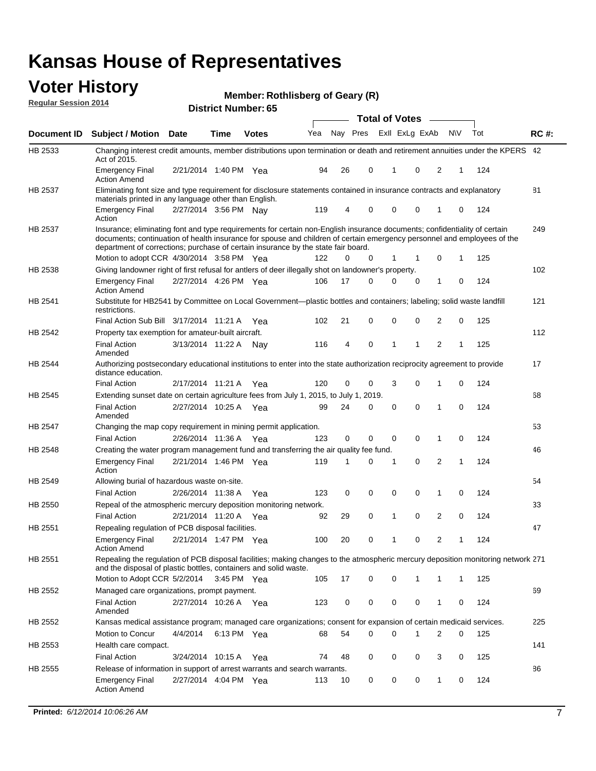# Kansas House of Representatives

## Voter History

**Regular Session 2014**

**Member: Rothlisberg of Geary (R)**

**District Number: 65**

| Document ID | Subject / Motion | Date | Time | Votes | Yea | Nay | Pres | ExII | ExLg | ExAb | N\V | Tot | RC #: |
|---|---|---|---|---|---|---|---|---|---|---|---|---|---|
| HB 2533 | Changing interest credit amounts, member distributions upon termination or death and retirement annuities under the KPERS Act of 2015. | | | | | | | | | | | | 42 |
| | Emergency Final Action Amend | 2/21/2014 | 1:40 PM | Yea | 94 | 26 | 0 | 1 | 0 | 2 | 1 | 124 | |
| HB 2537 | Eliminating font size and type requirement for disclosure statements contained in insurance contracts and explanatory materials printed in any language other than English. | | | | | | | | | | | | 81 |
| | Emergency Final Action | 2/27/2014 | 3:56 PM | Nay | 119 | 4 | 0 | 0 | 0 | 1 | 0 | 124 | |
| HB 2537 | Insurance; eliminating font and type requirements for certain non-English insurance documents; confidentiality of certain documents; continuation of health insurance for spouse and children of certain emergency personnel and employees of the department of corrections; purchase of certain insurance by the state fair board. | | | | | | | | | | | | 249 |
| | Motion to adopt CCR | 4/30/2014 | 3:58 PM | Yea | 122 | 0 | 0 | 1 | 1 | 0 | 1 | 125 | |
| HB 2538 | Giving landowner right of first refusal for antlers of deer illegally shot on landowner's property. | | | | | | | | | | | | 102 |
| | Emergency Final Action Amend | 2/27/2014 | 4:26 PM | Yea | 106 | 17 | 0 | 0 | 0 | 1 | 0 | 124 | |
| HB 2541 | Substitute for HB2541 by Committee on Local Government—plastic bottles and containers; labeling; solid waste landfill restrictions. | | | | | | | | | | | | 121 |
| | Final Action Sub Bill | 3/17/2014 | 11:21 A | Yea | 102 | 21 | 0 | 0 | 0 | 2 | 0 | 125 | |
| HB 2542 | Property tax exemption for amateur-built aircraft. | | | | | | | | | | | | 112 |
| | Final Action Amended | 3/13/2014 | 11:22 A | Nay | 116 | 4 | 0 | 1 | 1 | 2 | 1 | 125 | |
| HB 2544 | Authorizing postsecondary educational institutions to enter into the state authorization reciprocity agreement to provide distance education. | | | | | | | | | | | | 17 |
| | Final Action | 2/17/2014 | 11:21 A | Yea | 120 | 0 | 0 | 3 | 0 | 1 | 0 | 124 | |
| HB 2545 | Extending sunset date on certain agriculture fees from July 1, 2015, to July 1, 2019. | | | | | | | | | | | | 68 |
| | Final Action Amended | 2/27/2014 | 10:25 A | Yea | 99 | 24 | 0 | 0 | 0 | 1 | 0 | 124 | |
| HB 2547 | Changing the map copy requirement in mining permit application. | | | | | | | | | | | | 53 |
| | Final Action | 2/26/2014 | 11:36 A | Yea | 123 | 0 | 0 | 0 | 0 | 1 | 0 | 124 | |
| HB 2548 | Creating the water program management fund and transferring the air quality fee fund. | | | | | | | | | | | | 46 |
| | Emergency Final Action | 2/21/2014 | 1:46 PM | Yea | 119 | 1 | 0 | 1 | 0 | 2 | 1 | 124 | |
| HB 2549 | Allowing burial of hazardous waste on-site. | | | | | | | | | | | | 54 |
| | Final Action | 2/26/2014 | 11:38 A | Yea | 123 | 0 | 0 | 0 | 0 | 1 | 0 | 124 | |
| HB 2550 | Repeal of the atmospheric mercury deposition monitoring network. | | | | | | | | | | | | 33 |
| | Final Action | 2/21/2014 | 11:20 A | Yea | 92 | 29 | 0 | 1 | 0 | 2 | 0 | 124 | |
| HB 2551 | Repealing regulation of PCB disposal facilities. | | | | | | | | | | | | 47 |
| | Emergency Final Action Amend | 2/21/2014 | 1:47 PM | Yea | 100 | 20 | 0 | 1 | 0 | 2 | 1 | 124 | |
| HB 2551 | Repealing the regulation of PCB disposal facilities; making changes to the atmospheric mercury deposition monitoring network and the disposal of plastic bottles, containers and solid waste. | | | | | | | | | | | | 271 |
| | Motion to Adopt CCR | 5/2/2014 | 3:45 PM | Yea | 105 | 17 | 0 | 0 | 1 | 1 | 1 | 125 | |
| HB 2552 | Managed care organizations, prompt payment. | | | | | | | | | | | | 69 |
| | Final Action Amended | 2/27/2014 | 10:26 A | Yea | 123 | 0 | 0 | 0 | 0 | 1 | 0 | 124 | |
| HB 2552 | Kansas medical assistance program; managed care organizations; consent for expansion of certain medicaid services. | | | | | | | | | | | | 225 |
| | Motion to Concur | 4/4/2014 | 6:13 PM | Yea | 68 | 54 | 0 | 0 | 1 | 2 | 0 | 125 | |
| HB 2553 | Health care compact. | | | | | | | | | | | | 141 |
| | Final Action | 3/24/2014 | 10:15 A | Yea | 74 | 48 | 0 | 0 | 0 | 3 | 0 | 125 | |
| HB 2555 | Release of information in support of arrest warrants and search warrants. | | | | | | | | | | | | 86 |
| | Emergency Final Action Amend | 2/27/2014 | 4:04 PM | Yea | 113 | 10 | 0 | 0 | 0 | 1 | 0 | 124 | |

**Printed:** *6/12/2014 10:06:26 AM*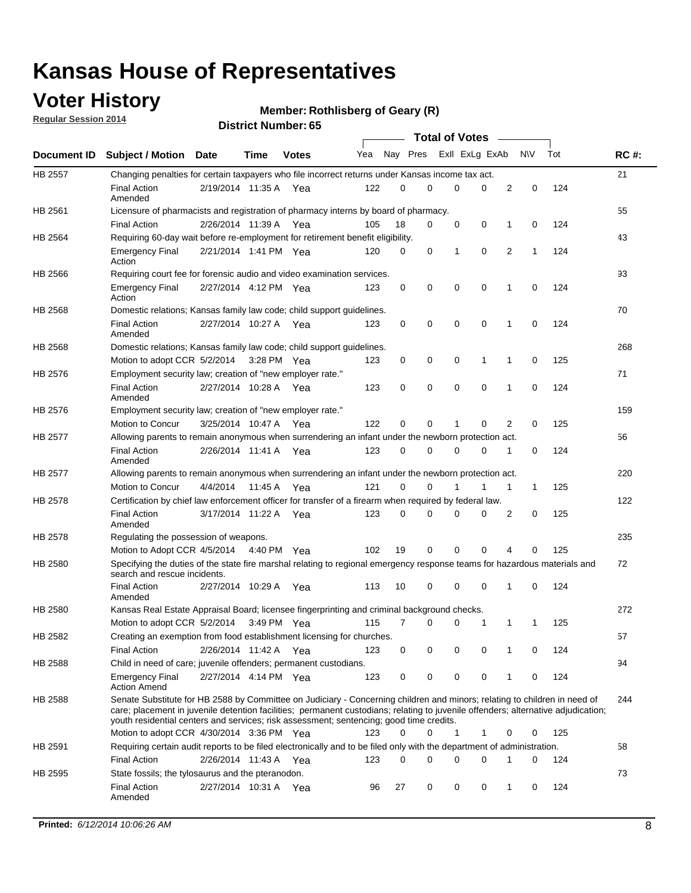# Kansas House of Representatives

## Voter History

**Regular Session 2014**

**Member: Rothlisberg of Geary (R)**

**District Number: 65**

| Document ID | Subject / Motion | Date | Time | Votes | Yea | Nay | Pres | ExII | ExLg | ExAb | N\V | Tot | RC #: |
|---|---|---|---|---|---|---|---|---|---|---|---|---|---|
| HB 2557 | Changing penalties for certain taxpayers who file incorrect returns under Kansas income tax act. | | | | | | | | | | | | 21 |
| | Final Action Amended | 2/19/2014 | 11:35 A | Yea | 122 | 0 | 0 | 0 | 0 | 2 | 0 | 124 | |
| HB 2561 | Licensure of pharmacists and registration of pharmacy interns by board of pharmacy. | | | | | | | | | | | | 55 |
| | Final Action | 2/26/2014 | 11:39 A | Yea | 105 | 18 | 0 | 0 | 0 | 1 | 0 | 124 | |
| HB 2564 | Requiring 60-day wait before re-employment for retirement benefit eligibility. | | | | | | | | | | | | 43 |
| | Emergency Final Action | 2/21/2014 | 1:41 PM | Yea | 120 | 0 | 0 | 1 | 0 | 2 | 1 | 124 | |
| HB 2566 | Requiring court fee for forensic audio and video examination services. | | | | | | | | | | | | 93 |
| | Emergency Final Action | 2/27/2014 | 4:12 PM | Yea | 123 | 0 | 0 | 0 | 0 | 1 | 0 | 124 | |
| HB 2568 | Domestic relations; Kansas family law code; child support guidelines. | | | | | | | | | | | | 70 |
| | Final Action Amended | 2/27/2014 | 10:27 A | Yea | 123 | 0 | 0 | 0 | 0 | 1 | 0 | 124 | |
| HB 2568 | Domestic relations; Kansas family law code; child support guidelines. | | | | | | | | | | | | 268 |
| | Motion to adopt CCR | 5/2/2014 | 3:28 PM | Yea | 123 | 0 | 0 | 0 | 1 | 1 | 0 | 125 | |
| HB 2576 | Employment security law; creation of "new employer rate." | | | | | | | | | | | | 71 |
| | Final Action Amended | 2/27/2014 | 10:28 A | Yea | 123 | 0 | 0 | 0 | 0 | 1 | 0 | 124 | |
| HB 2576 | Employment security law; creation of "new employer rate." | | | | | | | | | | | | 159 |
| | Motion to Concur | 3/25/2014 | 10:47 A | Yea | 122 | 0 | 0 | 1 | 0 | 2 | 0 | 125 | |
| HB 2577 | Allowing parents to remain anonymous when surrendering an infant under the newborn protection act. | | | | | | | | | | | | 56 |
| | Final Action Amended | 2/26/2014 | 11:41 A | Yea | 123 | 0 | 0 | 0 | 0 | 1 | 0 | 124 | |
| HB 2577 | Allowing parents to remain anonymous when surrendering an infant under the newborn protection act. | | | | | | | | | | | | 220 |
| | Motion to Concur | 4/4/2014 | 11:45 A | Yea | 121 | 0 | 0 | 1 | 1 | 1 | 1 | 125 | |
| HB 2578 | Certification by chief law enforcement officer for transfer of a firearm when required by federal law. | | | | | | | | | | | | 122 |
| | Final Action Amended | 3/17/2014 | 11:22 A | Yea | 123 | 0 | 0 | 0 | 0 | 2 | 0 | 125 | |
| HB 2578 | Regulating the possession of weapons. | | | | | | | | | | | | 235 |
| | Motion to Adopt CCR | 4/5/2014 | 4:40 PM | Yea | 102 | 19 | 0 | 0 | 0 | 4 | 0 | 125 | |
| HB 2580 | Specifying the duties of the state fire marshal relating to regional emergency response teams for hazardous materials and search and rescue incidents. | | | | | | | | | | | | 72 |
| | Final Action Amended | 2/27/2014 | 10:29 A | Yea | 113 | 10 | 0 | 0 | 0 | 1 | 0 | 124 | |
| HB 2580 | Kansas Real Estate Appraisal Board; licensee fingerprinting and criminal background checks. | | | | | | | | | | | | 272 |
| | Motion to adopt CCR | 5/2/2014 | 3:49 PM | Yea | 115 | 7 | 0 | 0 | 1 | 1 | 1 | 125 | |
| HB 2582 | Creating an exemption from food establishment licensing for churches. | | | | | | | | | | | | 57 |
| | Final Action | 2/26/2014 | 11:42 A | Yea | 123 | 0 | 0 | 0 | 0 | 1 | 0 | 124 | |
| HB 2588 | Child in need of care; juvenile offenders; permanent custodians. | | | | | | | | | | | | 94 |
| | Emergency Final Action Amend | 2/27/2014 | 4:14 PM | Yea | 123 | 0 | 0 | 0 | 0 | 1 | 0 | 124 | |
| HB 2588 | Senate Substitute for HB 2588 by Committee on Judiciary - Concerning children and minors; relating to children in need of care; placement in juvenile detention facilities; permanent custodians; relating to juvenile offenders; alternative adjudication; youth residential centers and services; risk assessment; sentencing; good time credits. | | | | | | | | | | | | 244 |
| | Motion to adopt CCR | 4/30/2014 | 3:36 PM | Yea | 123 | 0 | 0 | 1 | 1 | 0 | 0 | 125 | |
| HB 2591 | Requiring certain audit reports to be filed electronically and to be filed only with the department of administration. | | | | | | | | | | | | 58 |
| | Final Action | 2/26/2014 | 11:43 A | Yea | 123 | 0 | 0 | 0 | 0 | 1 | 0 | 124 | |
| HB 2595 | State fossils; the tylosaurus and the pteranodon. | | | | | | | | | | | | 73 |
| | Final Action Amended | 2/27/2014 | 10:31 A | Yea | 96 | 27 | 0 | 0 | 0 | 1 | 0 | 124 | |

**Printed:** *6/12/2014 10:06:26 AM*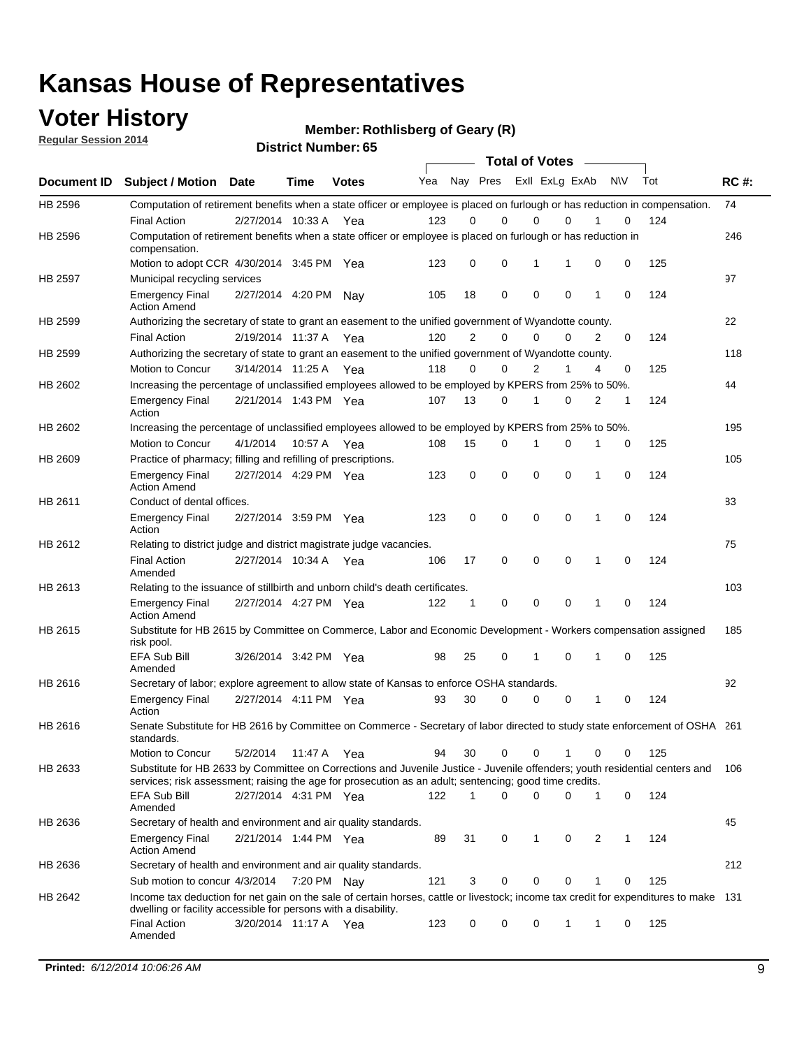# Kansas House of Representatives

## Voter History

**Regular Session 2014**

**Member: Rothlisberg of Geary (R)**

**District Number: 65**

| Document ID | Subject / Motion | Date | Time | Votes | Yea | Nay | Pres | ExII | ExLg | ExAb | N\V | Tot | RC #: |
|---|---|---|---|---|---|---|---|---|---|---|---|---|---|
| HB 2596 | Computation of retirement benefits when a state officer or employee is placed on furlough or has reduction in compensation. | | | | | | | | | | | | 74 |
| | Final Action | 2/27/2014 | 10:33 A | Yea | 123 | 0 | 0 | 0 | 0 | 1 | 0 | 124 | |
| HB 2596 | Computation of retirement benefits when a state officer or employee is placed on furlough or has reduction in compensation. | | | | | | | | | | | | 246 |
| | Motion to adopt CCR | 4/30/2014 | 3:45 PM | Yea | 123 | 0 | 0 | 1 | 1 | 0 | 0 | 125 | |
| HB 2597 | Municipal recycling services | | | | | | | | | | | | 97 |
| | Emergency Final Action Amend | 2/27/2014 | 4:20 PM | Nay | 105 | 18 | 0 | 0 | 0 | 1 | 0 | 124 | |
| HB 2599 | Authorizing the secretary of state to grant an easement to the unified government of Wyandotte county. | | | | | | | | | | | | 22 |
| | Final Action | 2/19/2014 | 11:37 A | Yea | 120 | 2 | 0 | 0 | 0 | 2 | 0 | 124 | |
| HB 2599 | Authorizing the secretary of state to grant an easement to the unified government of Wyandotte county. | | | | | | | | | | | | 118 |
| | Motion to Concur | 3/14/2014 | 11:25 A | Yea | 118 | 0 | 0 | 2 | 1 | 4 | 0 | 125 | |
| HB 2602 | Increasing the percentage of unclassified employees allowed to be employed by KPERS from 25% to 50%. | | | | | | | | | | | | 44 |
| | Emergency Final Action | 2/21/2014 | 1:43 PM | Yea | 107 | 13 | 0 | 1 | 0 | 2 | 1 | 124 | |
| HB 2602 | Increasing the percentage of unclassified employees allowed to be employed by KPERS from 25% to 50%. | | | | | | | | | | | | 195 |
| | Motion to Concur | 4/1/2014 | 10:57 A | Yea | 108 | 15 | 0 | 1 | 0 | 1 | 0 | 125 | |
| HB 2609 | Practice of pharmacy; filling and refilling of prescriptions. | | | | | | | | | | | | 105 |
| | Emergency Final Action Amend | 2/27/2014 | 4:29 PM | Yea | 123 | 0 | 0 | 0 | 0 | 1 | 0 | 124 | |
| HB 2611 | Conduct of dental offices. | | | | | | | | | | | | 83 |
| | Emergency Final Action | 2/27/2014 | 3:59 PM | Yea | 123 | 0 | 0 | 0 | 0 | 1 | 0 | 124 | |
| HB 2612 | Relating to district judge and district magistrate judge vacancies. | | | | | | | | | | | | 75 |
| | Final Action Amended | 2/27/2014 | 10:34 A | Yea | 106 | 17 | 0 | 0 | 0 | 1 | 0 | 124 | |
| HB 2613 | Relating to the issuance of stillbirth and unborn child's death certificates. | | | | | | | | | | | | 103 |
| | Emergency Final Action Amend | 2/27/2014 | 4:27 PM | Yea | 122 | 1 | 0 | 0 | 0 | 1 | 0 | 124 | |
| HB 2615 | Substitute for HB 2615 by Committee on Commerce, Labor and Economic Development - Workers compensation assigned risk pool. | | | | | | | | | | | | 185 |
| | EFA Sub Bill Amended | 3/26/2014 | 3:42 PM | Yea | 98 | 25 | 0 | 1 | 0 | 1 | 0 | 125 | |
| HB 2616 | Secretary of labor; explore agreement to allow state of Kansas to enforce OSHA standards. | | | | | | | | | | | | 92 |
| | Emergency Final Action | 2/27/2014 | 4:11 PM | Yea | 93 | 30 | 0 | 0 | 0 | 1 | 0 | 124 | |
| HB 2616 | Senate Substitute for HB 2616 by Committee on Commerce - Secretary of labor directed to study state enforcement of OSHA standards. | | | | | | | | | | | | 261 |
| | Motion to Concur | 5/2/2014 | 11:47 A | Yea | 94 | 30 | 0 | 0 | 1 | 0 | 0 | 125 | |
| HB 2633 | Substitute for HB 2633 by Committee on Corrections and Juvenile Justice - Juvenile offenders; youth residential centers and services; risk assessment; raising the age for prosecution as an adult; sentencing; good time credits. | | | | | | | | | | | | 106 |
| | EFA Sub Bill Amended | 2/27/2014 | 4:31 PM | Yea | 122 | 1 | 0 | 0 | 0 | 1 | 0 | 124 | |
| HB 2636 | Secretary of health and environment and air quality standards. | | | | | | | | | | | | 45 |
| | Emergency Final Action Amend | 2/21/2014 | 1:44 PM | Yea | 89 | 31 | 0 | 1 | 0 | 2 | 1 | 124 | |
| HB 2636 | Secretary of health and environment and air quality standards. | | | | | | | | | | | | 212 |
| | Sub motion to concur | 4/3/2014 | 7:20 PM | Nay | 121 | 3 | 0 | 0 | 0 | 1 | 0 | 125 | |
| HB 2642 | Income tax deduction for net gain on the sale of certain horses, cattle or livestock; income tax credit for expenditures to make dwelling or facility accessible for persons with a disability. | | | | | | | | | | | | 131 |
| | Final Action Amended | 3/20/2014 | 11:17 A | Yea | 123 | 0 | 0 | 0 | 1 | 1 | 0 | 125 | |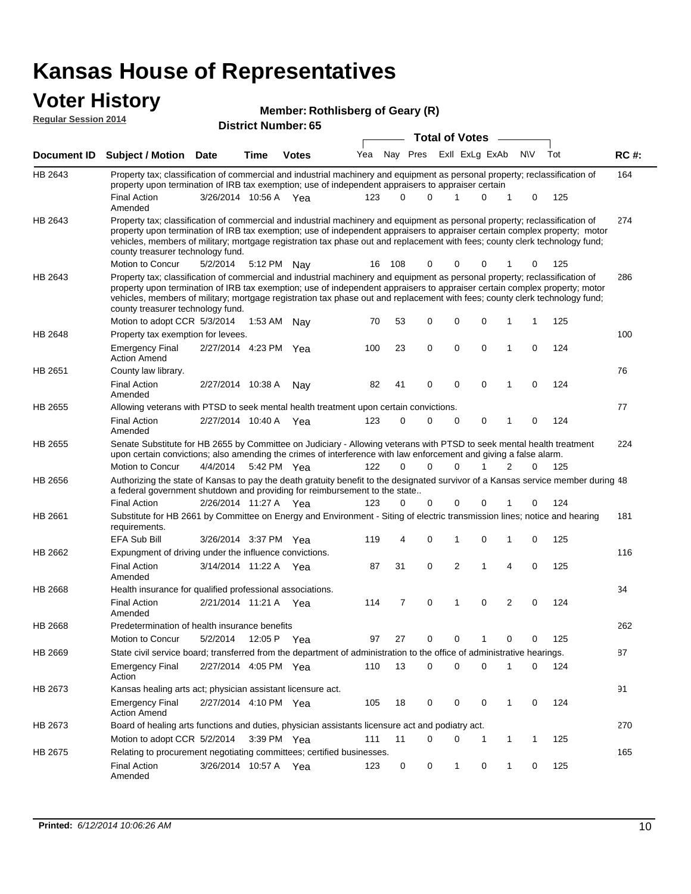# Kansas House of Representatives

## Voter History

**Regular Session 2014**

**Member: Rothlisberg of Geary (R)**

**District Number: 65**

| Document ID | Subject / Motion | Date | Time | Votes | Yea | Nay | Pres | ExII | ExLg | ExAb | N\V | Tot | RC #: |
|---|---|---|---|---|---|---|---|---|---|---|---|---|---|
| HB 2643 | Property tax; classification of commercial and industrial machinery and equipment as personal property; reclassification of property upon termination of IRB tax exemption; use of independent appraisers to appraiser certain | | | | | | | | | | | | 164 |
| | Final Action Amended | 3/26/2014 | 10:56 A | Yea | 123 | 0 | 0 | 1 | 0 | 1 | 0 | 125 | |
| HB 2643 | Property tax; classification of commercial and industrial machinery and equipment as personal property; reclassification of property upon termination of IRB tax exemption; use of independent appraisers to appraiser certain complex property; motor vehicles, members of military; mortgage registration tax phase out and replacement with fees; county clerk technology fund; county treasurer technology fund. | | | | | | | | | | | | 274 |
| | Motion to Concur | 5/2/2014 | 5:12 PM | Nay | 16 | 108 | 0 | 0 | 0 | 1 | 0 | 125 | |
| HB 2643 | Property tax; classification of commercial and industrial machinery and equipment as personal property; reclassification of property upon termination of IRB tax exemption; use of independent appraisers to appraiser certain complex property; motor vehicles, members of military; mortgage registration tax phase out and replacement with fees; county clerk technology fund; county treasurer technology fund. | | | | | | | | | | | | 286 |
| | Motion to adopt CCR | 5/3/2014 | 1:53 AM | Nay | 70 | 53 | 0 | 0 | 0 | 1 | 1 | 125 | |
| HB 2648 | Property tax exemption for levees. | | | | | | | | | | | | 100 |
| | Emergency Final Action Amend | 2/27/2014 | 4:23 PM | Yea | 100 | 23 | 0 | 0 | 0 | 1 | 0 | 124 | |
| HB 2651 | County law library. | | | | | | | | | | | | 76 |
| | Final Action Amended | 2/27/2014 | 10:38 A | Nay | 82 | 41 | 0 | 0 | 0 | 1 | 0 | 124 | |
| HB 2655 | Allowing veterans with PTSD to seek mental health treatment upon certain convictions. | | | | | | | | | | | | 77 |
| | Final Action Amended | 2/27/2014 | 10:40 A | Yea | 123 | 0 | 0 | 0 | 0 | 1 | 0 | 124 | |
| HB 2655 | Senate Substitute for HB 2655 by Committee on Judiciary - Allowing veterans with PTSD to seek mental health treatment upon certain convictions; also amending the crimes of interference with law enforcement and giving a false alarm. | | | | | | | | | | | | 224 |
| | Motion to Concur | 4/4/2014 | 5:42 PM | Yea | 122 | 0 | 0 | 0 | 1 | 2 | 0 | 125 | |
| HB 2656 | Authorizing the state of Kansas to pay the death gratuity benefit to the designated survivor of a Kansas service member during a federal government shutdown and providing for reimbursement to the state.. | | | | | | | | | | | | 48 |
| | Final Action | 2/26/2014 | 11:27 A | Yea | 123 | 0 | 0 | 0 | 0 | 1 | 0 | 124 | |
| HB 2661 | Substitute for HB 2661 by Committee on Energy and Environment - Siting of electric transmission lines; notice and hearing requirements. | | | | | | | | | | | | 181 |
| | EFA Sub Bill | 3/26/2014 | 3:37 PM | Yea | 119 | 4 | 0 | 1 | 0 | 1 | 0 | 125 | |
| HB 2662 | Expungment of driving under the influence convictions. | | | | | | | | | | | | 116 |
| | Final Action Amended | 3/14/2014 | 11:22 A | Yea | 87 | 31 | 0 | 2 | 1 | 4 | 0 | 125 | |
| HB 2668 | Health insurance for qualified professional associations. | | | | | | | | | | | | 34 |
| | Final Action Amended | 2/21/2014 | 11:21 A | Yea | 114 | 7 | 0 | 1 | 0 | 2 | 0 | 124 | |
| HB 2668 | Predetermination of health insurance benefits | | | | | | | | | | | | 262 |
| | Motion to Concur | 5/2/2014 | 12:05 P | Yea | 97 | 27 | 0 | 0 | 1 | 0 | 0 | 125 | |
| HB 2669 | State civil service board; transferred from the department of administration to the office of administrative hearings. | | | | | | | | | | | | 87 |
| | Emergency Final Action | 2/27/2014 | 4:05 PM | Yea | 110 | 13 | 0 | 0 | 0 | 1 | 0 | 124 | |
| HB 2673 | Kansas healing arts act; physician assistant licensure act. | | | | | | | | | | | | 91 |
| | Emergency Final Action Amend | 2/27/2014 | 4:10 PM | Yea | 105 | 18 | 0 | 0 | 0 | 1 | 0 | 124 | |
| HB 2673 | Board of healing arts functions and duties, physician assistants licensure act and podiatry act. | | | | | | | | | | | | 270 |
| | Motion to adopt CCR | 5/2/2014 | 3:39 PM | Yea | 111 | 11 | 0 | 0 | 1 | 1 | 1 | 125 | |
| HB 2675 | Relating to procurement negotiating committees; certified businesses. | | | | | | | | | | | | 165 |
| | Final Action Amended | 3/26/2014 | 10:57 A | Yea | 123 | 0 | 0 | 1 | 0 | 1 | 0 | 125 | |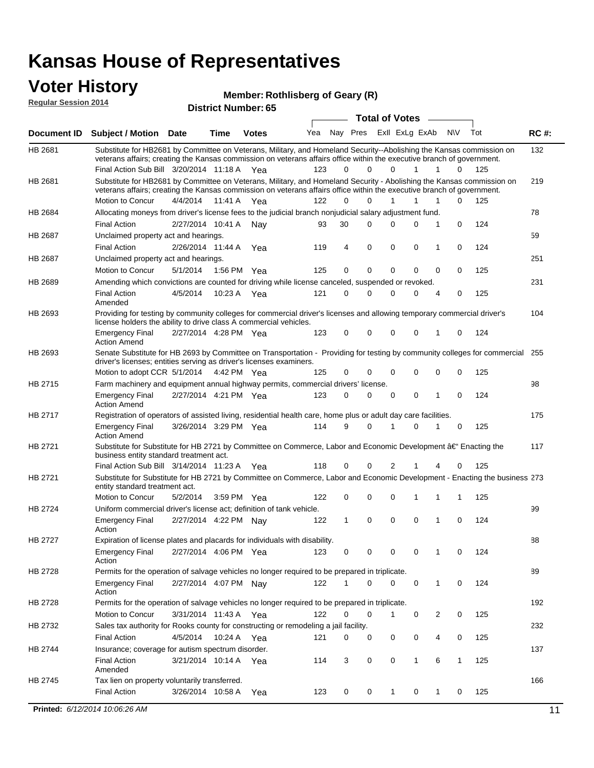# Kansas House of Representatives

## Voter History

**Regular Session 2014**

**Member: Rothlisberg of Geary (R)**

**District Number: 65**

| Document ID | Subject / Motion | Date | Time | Votes | Yea | Nay | Pres | ExlI | ExLg | ExAb | N\V | Tot | RC #: |
|---|---|---|---|---|---|---|---|---|---|---|---|---|---|
| HB 2681 | Substitute for HB2681 by Committee on Veterans, Military, and Homeland Security--Abolishing the Kansas commission on veterans affairs; creating the Kansas commission on veterans affairs office within the executive branch of government. | | | | | | | | | | | | 132 |
| | Final Action Sub Bill | 3/20/2014 | 11:18 A | Yea | 123 | 0 | 0 | 0 | 1 | 1 | 0 | 125 | |
| HB 2681 | Substitute for HB2681 by Committee on Veterans, Military, and Homeland Security - Abolishing the Kansas commission on veterans affairs; creating the Kansas commission on veterans affairs office within the executive branch of government. | | | | | | | | | | | | 219 |
| | Motion to Concur | 4/4/2014 | 11:41 A | Yea | 122 | 0 | 0 | 1 | 1 | 1 | 0 | 125 | |
| HB 2684 | Allocating moneys from driver's license fees to the judicial branch nonjudicial salary adjustment fund. | | | | | | | | | | | | 78 |
| | Final Action | 2/27/2014 | 10:41 A | Nay | 93 | 30 | 0 | 0 | 0 | 1 | 0 | 124 | |
| HB 2687 | Unclaimed property act and hearings. | | | | | | | | | | | | 59 |
| | Final Action | 2/26/2014 | 11:44 A | Yea | 119 | 4 | 0 | 0 | 0 | 1 | 0 | 124 | |
| HB 2687 | Unclaimed property act and hearings. | | | | | | | | | | | | 251 |
| | Motion to Concur | 5/1/2014 | 1:56 PM | Yea | 125 | 0 | 0 | 0 | 0 | 0 | 0 | 125 | |
| HB 2689 | Amending which convictions are counted for driving while license canceled, suspended or revoked. | | | | | | | | | | | | 231 |
| | Final Action Amended | 4/5/2014 | 10:23 A | Yea | 121 | 0 | 0 | 0 | 0 | 4 | 0 | 125 | |
| HB 2693 | Providing for testing by community colleges for commercial driver's licenses and allowing temporary commercial driver's license holders the ability to drive class A commercial vehicles. | | | | | | | | | | | | 104 |
| | Emergency Final Action Amend | 2/27/2014 | 4:28 PM | Yea | 123 | 0 | 0 | 0 | 0 | 1 | 0 | 124 | |
| HB 2693 | Senate Substitute for HB 2693 by Committee on Transportation - Providing for testing by community colleges for commercial driver's licenses; entities serving as driver's licenses examiners. | | | | | | | | | | | | 255 |
| | Motion to adopt CCR | 5/1/2014 | 4:42 PM | Yea | 125 | 0 | 0 | 0 | 0 | 0 | 0 | 125 | |
| HB 2715 | Farm machinery and equipment annual highway permits, commercial drivers' license. | | | | | | | | | | | | 98 |
| | Emergency Final Action Amend | 2/27/2014 | 4:21 PM | Yea | 123 | 0 | 0 | 0 | 0 | 1 | 0 | 124 | |
| HB 2717 | Registration of operators of assisted living, residential health care, home plus or adult day care facilities. | | | | | | | | | | | | 175 |
| | Emergency Final Action Amend | 3/26/2014 | 3:29 PM | Yea | 114 | 9 | 0 | 1 | 0 | 1 | 0 | 125 | |
| HB 2721 | Substitute for Substitute for HB 2721 by Committee on Commerce, Labor and Economic Development â€“ Enacting the business entity standard treatment act. | | | | | | | | | | | | 117 |
| | Final Action Sub Bill | 3/14/2014 | 11:23 A | Yea | 118 | 0 | 0 | 2 | 1 | 4 | 0 | 125 | |
| HB 2721 | Substitute for Substitute for HB 2721 by Committee on Commerce, Labor and Economic Development - Enacting the business entity standard treatment act. | | | | | | | | | | | | 273 |
| | Motion to Concur | 5/2/2014 | 3:59 PM | Yea | 122 | 0 | 0 | 0 | 1 | 1 | 1 | 125 | |
| HB 2724 | Uniform commercial driver's license act; definition of tank vehicle. | | | | | | | | | | | | 99 |
| | Emergency Final Action | 2/27/2014 | 4:22 PM | Nay | 122 | 1 | 0 | 0 | 0 | 1 | 0 | 124 | |
| HB 2727 | Expiration of license plates and placards for individuals with disability. | | | | | | | | | | | | 88 |
| | Emergency Final Action | 2/27/2014 | 4:06 PM | Yea | 123 | 0 | 0 | 0 | 0 | 1 | 0 | 124 | |
| HB 2728 | Permits for the operation of salvage vehicles no longer required to be prepared in triplicate. | | | | | | | | | | | | 89 |
| | Emergency Final Action | 2/27/2014 | 4:07 PM | Nay | 122 | 1 | 0 | 0 | 0 | 1 | 0 | 124 | |
| HB 2728 | Permits for the operation of salvage vehicles no longer required to be prepared in triplicate. | | | | | | | | | | | | 192 |
| | Motion to Concur | 3/31/2014 | 11:43 A | Yea | 122 | 0 | 0 | 1 | 0 | 2 | 0 | 125 | |
| HB 2732 | Sales tax authority for Rooks county for constructing or remodeling a jail facility. | | | | | | | | | | | | 232 |
| | Final Action | 4/5/2014 | 10:24 A | Yea | 121 | 0 | 0 | 0 | 0 | 4 | 0 | 125 | |
| HB 2744 | Insurance; coverage for autism spectrum disorder. | | | | | | | | | | | | 137 |
| | Final Action Amended | 3/21/2014 | 10:14 A | Yea | 114 | 3 | 0 | 0 | 1 | 6 | 1 | 125 | |
| HB 2745 | Tax lien on property voluntarily transferred. | | | | | | | | | | | | 166 |
| | Final Action | 3/26/2014 | 10:58 A | Yea | 123 | 0 | 0 | 1 | 0 | 1 | 0 | 125 | |

**Printed:** *6/12/2014 10:06:26 AM*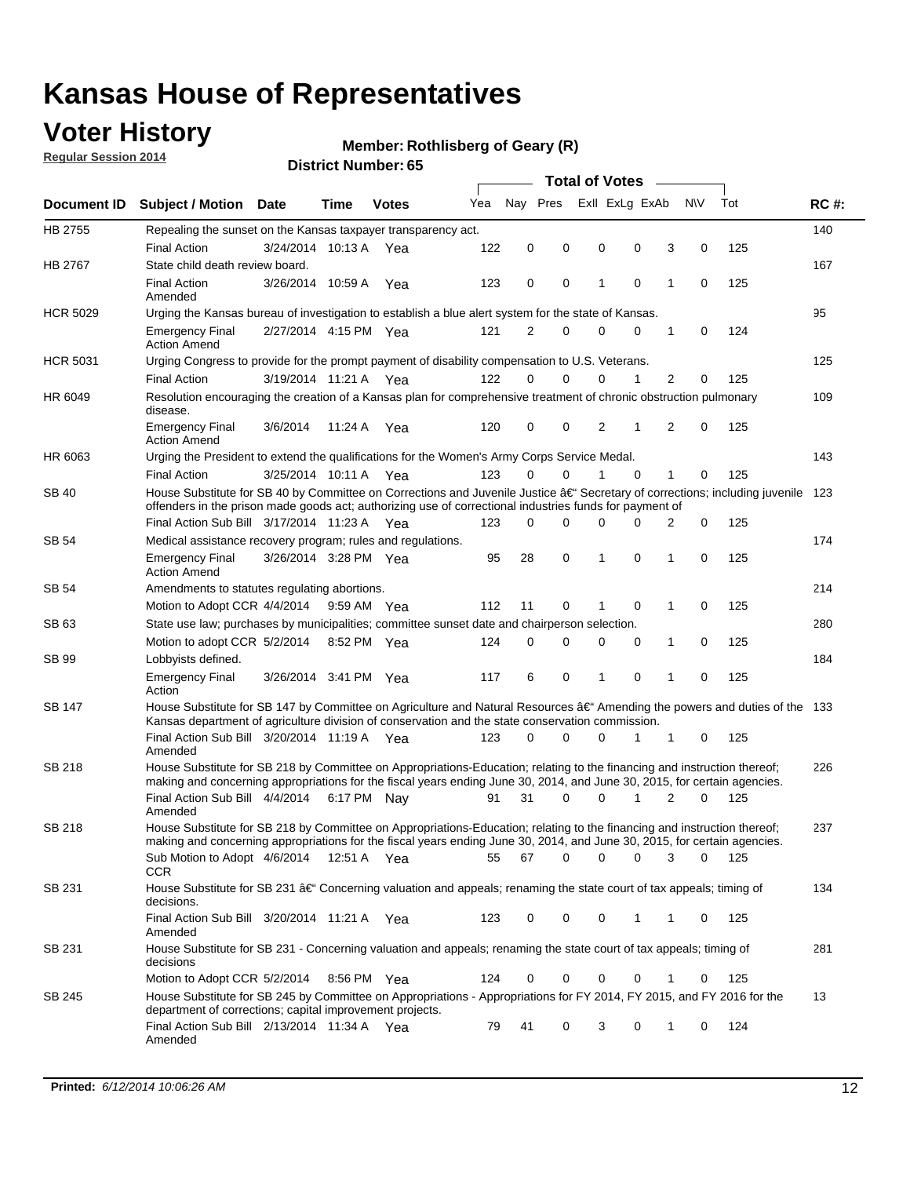# Kansas House of Representatives

## Voter History

**Regular Session 2014**

**Member: Rothlisberg of Geary (R)**

**District Number: 65**

| Document ID | Subject / Motion | Date | Time | Votes | Yea | Nay | Pres | ExII | ExLg | ExAb | N\V | Tot | RC #: |
|---|---|---|---|---|---|---|---|---|---|---|---|---|---|
| HB 2755 | Repealing the sunset on the Kansas taxpayer transparency act. | | | | | | | | | | | | 140 |
| | Final Action | 3/24/2014 | 10:13 A | Yea | 122 | 0 | 0 | 0 | 0 | 3 | 0 | 125 | |
| HB 2767 | State child death review board. | | | | | | | | | | | | 167 |
| | Final Action Amended | 3/26/2014 | 10:59 A | Yea | 123 | 0 | 0 | 1 | 0 | 1 | 0 | 125 | |
| HCR 5029 | Urging the Kansas bureau of investigation to establish a blue alert system for the state of Kansas. | | | | | | | | | | | | 95 |
| | Emergency Final Action Amend | 2/27/2014 | 4:15 PM | Yea | 121 | 2 | 0 | 0 | 0 | 1 | 0 | 124 | |
| HCR 5031 | Urging Congress to provide for the prompt payment of disability compensation to U.S. Veterans. | | | | | | | | | | | | 125 |
| | Final Action | 3/19/2014 | 11:21 A | Yea | 122 | 0 | 0 | 0 | 1 | 2 | 0 | 125 | |
| HR 6049 | Resolution encouraging the creation of a Kansas plan for comprehensive treatment of chronic obstruction pulmonary disease. | | | | | | | | | | | | 109 |
| | Emergency Final Action Amend | 3/6/2014 | 11:24 A | Yea | 120 | 0 | 0 | 2 | 1 | 2 | 0 | 125 | |
| HR 6063 | Urging the President to extend the qualifications for the Women's Army Corps Service Medal. | | | | | | | | | | | | 143 |
| | Final Action | 3/25/2014 | 10:11 A | Yea | 123 | 0 | 0 | 1 | 0 | 1 | 0 | 125 | |
| SB 40 | House Substitute for SB 40 by Committee on Corrections and Juvenile Justice â€" Secretary of corrections; including juvenile offenders in the prison made goods act; authorizing use of correctional industries funds for payment of | | | | | | | | | | | | 123 |
| | Final Action Sub Bill | 3/17/2014 | 11:23 A | Yea | 123 | 0 | 0 | 0 | 0 | 2 | 0 | 125 | |
| SB 54 | Medical assistance recovery program; rules and regulations. | | | | | | | | | | | | 174 |
| | Emergency Final Action Amend | 3/26/2014 | 3:28 PM | Yea | 95 | 28 | 0 | 1 | 0 | 1 | 0 | 125 | |
| SB 54 | Amendments to statutes regulating abortions. | | | | | | | | | | | | 214 |
| | Motion to Adopt CCR | 4/4/2014 | 9:59 AM | Yea | 112 | 11 | 0 | 1 | 0 | 1 | 0 | 125 | |
| SB 63 | State use law; purchases by municipalities; committee sunset date and chairperson selection. | | | | | | | | | | | | 280 |
| | Motion to adopt CCR | 5/2/2014 | 8:52 PM | Yea | 124 | 0 | 0 | 0 | 0 | 1 | 0 | 125 | |
| SB 99 | Lobbyists defined. | | | | | | | | | | | | 184 |
| | Emergency Final Action | 3/26/2014 | 3:41 PM | Yea | 117 | 6 | 0 | 1 | 0 | 1 | 0 | 125 | |
| SB 147 | House Substitute for SB 147 by Committee on Agriculture and Natural Resources â€" Amending the powers and duties of the Kansas department of agriculture division of conservation and the state conservation commission. | | | | | | | | | | | | 133 |
| | Final Action Sub Bill Amended | 3/20/2014 | 11:19 A | Yea | 123 | 0 | 0 | 0 | 1 | 1 | 0 | 125 | |
| SB 218 | House Substitute for SB 218 by Committee on Appropriations-Education; relating to the financing and instruction thereof; making and concerning appropriations for the fiscal years ending June 30, 2014, and June 30, 2015, for certain agencies. | | | | | | | | | | | | 226 |
| | Final Action Sub Bill Amended | 4/4/2014 | 6:17 PM | Nay | 91 | 31 | 0 | 0 | 1 | 2 | 0 | 125 | |
| SB 218 | House Substitute for SB 218 by Committee on Appropriations-Education; relating to the financing and instruction thereof; making and concerning appropriations for the fiscal years ending June 30, 2014, and June 30, 2015, for certain agencies. | | | | | | | | | | | | 237 |
| | Sub Motion to Adopt CCR | 4/6/2014 | 12:51 A | Yea | 55 | 67 | 0 | 0 | 0 | 3 | 0 | 125 | |
| SB 231 | House Substitute for SB 231 â€" Concerning valuation and appeals; renaming the state court of tax appeals; timing of decisions. | | | | | | | | | | | | 134 |
| | Final Action Sub Bill Amended | 3/20/2014 | 11:21 A | Yea | 123 | 0 | 0 | 0 | 1 | 1 | 0 | 125 | |
| SB 231 | House Substitute for SB 231 - Concerning valuation and appeals; renaming the state court of tax appeals; timing of decisions | | | | | | | | | | | | 281 |
| | Motion to Adopt CCR | 5/2/2014 | 8:56 PM | Yea | 124 | 0 | 0 | 0 | 0 | 1 | 0 | 125 | |
| SB 245 | House Substitute for SB 245 by Committee on Appropriations - Appropriations for FY 2014, FY 2015, and FY 2016 for the department of corrections; capital improvement projects. | | | | | | | | | | | | 13 |
| | Final Action Sub Bill Amended | 2/13/2014 | 11:34 A | Yea | 79 | 41 | 0 | 3 | 0 | 1 | 0 | 124 | |

**Printed:** *6/12/2014 10:06:26 AM*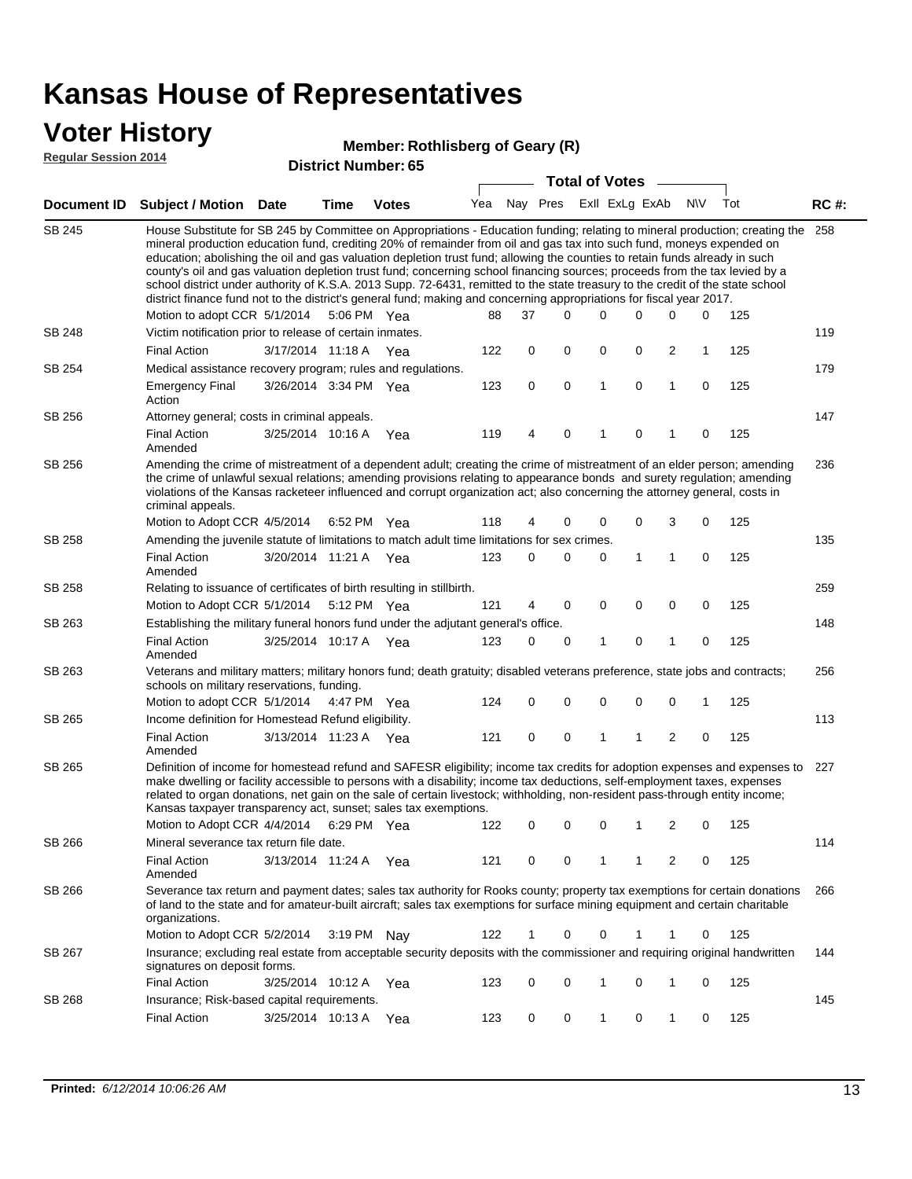# Kansas House of Representatives

## Voter History

**Regular Session 2014**

**Member: Rothlisberg of Geary (R)**

**District Number: 65**

| Document ID | Subject / Motion | Date | Time | Votes | Yea | Nay | Pres | ExII | ExLg | ExAb | N\V | Tot | RC #: |
|---|---|---|---|---|---|---|---|---|---|---|---|---|---|
| SB 245 | House Substitute for SB 245 by Committee on Appropriations - Education funding; relating to mineral production; creating the mineral production education fund, crediting 20% of remainder from oil and gas tax into such fund, moneys expended on education; abolishing the oil and gas valuation depletion trust fund; allowing the counties to retain funds already in such county's oil and gas valuation depletion trust fund; concerning school financing sources; proceeds from the tax levied by a school district under authority of K.S.A. 2013 Supp. 72-6431, remitted to the state treasury to the credit of the state school district finance fund not to the district's general fund; making and concerning appropriations for fiscal year 2017. | | | | | | | | | | | | 258 |
| | Motion to adopt CCR | 5/1/2014 | 5:06 PM | Yea | 88 | 37 | 0 | 0 | 0 | 0 | 0 | 125 | |
| SB 248 | Victim notification prior to release of certain inmates. | | | | | | | | | | | | 119 |
| | Final Action | 3/17/2014 | 11:18 A | Yea | 122 | 0 | 0 | 0 | 0 | 2 | 1 | 125 | |
| SB 254 | Medical assistance recovery program; rules and regulations. | | | | | | | | | | | | 179 |
| | Emergency Final Action | 3/26/2014 | 3:34 PM | Yea | 123 | 0 | 0 | 1 | 0 | 1 | 0 | 125 | |
| SB 256 | Attorney general; costs in criminal appeals. | | | | | | | | | | | | 147 |
| | Final Action Amended | 3/25/2014 | 10:16 A | Yea | 119 | 4 | 0 | 1 | 0 | 1 | 0 | 125 | |
| SB 256 | Amending the crime of mistreatment of a dependent adult; creating the crime of mistreatment of an elder person; amending the crime of unlawful sexual relations; amending provisions relating to appearance bonds and surety regulation; amending violations of the Kansas racketeer influenced and corrupt organization act; also concerning the attorney general, costs in criminal appeals. | | | | | | | | | | | | 236 |
| | Motion to Adopt CCR | 4/5/2014 | 6:52 PM | Yea | 118 | 4 | 0 | 0 | 0 | 3 | 0 | 125 | |
| SB 258 | Amending the juvenile statute of limitations to match adult time limitations for sex crimes. | | | | | | | | | | | | 135 |
| | Final Action Amended | 3/20/2014 | 11:21 A | Yea | 123 | 0 | 0 | 0 | 1 | 1 | 0 | 125 | |
| SB 258 | Relating to issuance of certificates of birth resulting in stillbirth. | | | | | | | | | | | | 259 |
| | Motion to Adopt CCR | 5/1/2014 | 5:12 PM | Yea | 121 | 4 | 0 | 0 | 0 | 0 | 0 | 125 | |
| SB 263 | Establishing the military funeral honors fund under the adjutant general's office. | | | | | | | | | | | | 148 |
| | Final Action Amended | 3/25/2014 | 10:17 A | Yea | 123 | 0 | 0 | 1 | 0 | 1 | 0 | 125 | |
| SB 263 | Veterans and military matters; military honors fund; death gratuity; disabled veterans preference, state jobs and contracts; schools on military reservations, funding. | | | | | | | | | | | | 256 |
| | Motion to adopt CCR | 5/1/2014 | 4:47 PM | Yea | 124 | 0 | 0 | 0 | 0 | 0 | 1 | 125 | |
| SB 265 | Income definition for Homestead Refund eligibility. | | | | | | | | | | | | 113 |
| | Final Action Amended | 3/13/2014 | 11:23 A | Yea | 121 | 0 | 0 | 1 | 1 | 2 | 0 | 125 | |
| SB 265 | Definition of income for homestead refund and SAFESR eligibility; income tax credits for adoption expenses and expenses to make dwelling or facility accessible to persons with a disability; income tax deductions, self-employment taxes, expenses related to organ donations, net gain on the sale of certain livestock; withholding, non-resident pass-through entity income; Kansas taxpayer transparency act, sunset; sales tax exemptions. | | | | | | | | | | | | 227 |
| | Motion to Adopt CCR | 4/4/2014 | 6:29 PM | Yea | 122 | 0 | 0 | 0 | 1 | 2 | 0 | 125 | |
| SB 266 | Mineral severance tax return file date. | | | | | | | | | | | | 114 |
| | Final Action Amended | 3/13/2014 | 11:24 A | Yea | 121 | 0 | 0 | 1 | 1 | 2 | 0 | 125 | |
| SB 266 | Severance tax return and payment dates; sales tax authority for Rooks county; property tax exemptions for certain donations of land to the state and for amateur-built aircraft; sales tax exemptions for surface mining equipment and certain charitable organizations. | | | | | | | | | | | | 266 |
| | Motion to Adopt CCR | 5/2/2014 | 3:19 PM | Nay | 122 | 1 | 0 | 0 | 1 | 1 | 0 | 125 | |
| SB 267 | Insurance; excluding real estate from acceptable security deposits with the commissioner and requiring original handwritten signatures on deposit forms. | | | | | | | | | | | | 144 |
| | Final Action | 3/25/2014 | 10:12 A | Yea | 123 | 0 | 0 | 1 | 0 | 1 | 0 | 125 | |
| SB 268 | Insurance; Risk-based capital requirements. | | | | | | | | | | | | 145 |
| | Final Action | 3/25/2014 | 10:13 A | Yea | 123 | 0 | 0 | 1 | 0 | 1 | 0 | 125 | |

**Printed:** *6/12/2014 10:06:26 AM*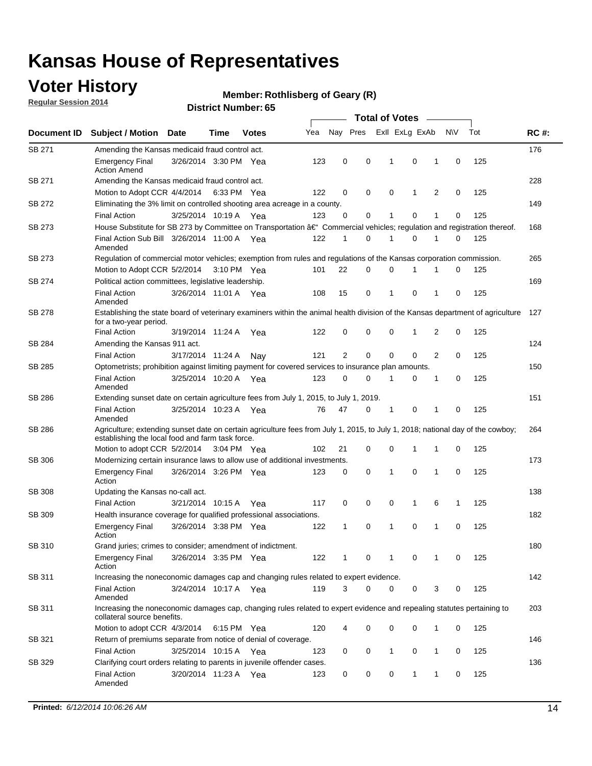# Kansas House of Representatives

## Voter History

**Regular Session 2014**

**Member: Rothlisberg of Geary (R)**

**District Number: 65**

| Document ID | Subject / Motion | Date | Time | Votes | Yea | Nay | Pres | ExII | ExLg | ExAb | N\V | Tot | RC #: |
|---|---|---|---|---|---|---|---|---|---|---|---|---|---|
| SB 271 | Amending the Kansas medicaid fraud control act. | | | | | | | | | | | | 176 |
| | Emergency Final Action Amend | 3/26/2014 | 3:30 PM | Yea | 123 | 0 | 0 | 1 | 0 | 1 | 0 | 125 | |
| SB 271 | Amending the Kansas medicaid fraud control act. | | | | | | | | | | | | 228 |
| | Motion to Adopt CCR | 4/4/2014 | 6:33 PM | Yea | 122 | 0 | 0 | 0 | 1 | 2 | 0 | 125 | |
| SB 272 | Eliminating the 3% limit on controlled shooting area acreage in a county. | | | | | | | | | | | | 149 |
| | Final Action | 3/25/2014 | 10:19 A | Yea | 123 | 0 | 0 | 1 | 0 | 1 | 0 | 125 | |
| SB 273 | House Substitute for SB 273 by Committee on Transportation â€" Commercial vehicles; regulation and registration thereof. | | | | | | | | | | | | 168 |
| | Final Action Sub Bill Amended | 3/26/2014 | 11:00 A | Yea | 122 | 1 | 0 | 1 | 0 | 1 | 0 | 125 | |
| SB 273 | Regulation of commercial motor vehicles; exemption from rules and regulations of the Kansas corporation commission. | | | | | | | | | | | | 265 |
| | Motion to Adopt CCR | 5/2/2014 | 3:10 PM | Yea | 101 | 22 | 0 | 0 | 1 | 1 | 0 | 125 | |
| SB 274 | Political action committees, legislative leadership. | | | | | | | | | | | | 169 |
| | Final Action Amended | 3/26/2014 | 11:01 A | Yea | 108 | 15 | 0 | 1 | 0 | 1 | 0 | 125 | |
| SB 278 | Establishing the state board of veterinary examiners within the animal health division of the Kansas department of agriculture for a two-year period. | | | | | | | | | | | | 127 |
| | Final Action | 3/19/2014 | 11:24 A | Yea | 122 | 0 | 0 | 0 | 1 | 2 | 0 | 125 | |
| SB 284 | Amending the Kansas 911 act. | | | | | | | | | | | | 124 |
| | Final Action | 3/17/2014 | 11:24 A | Nay | 121 | 2 | 0 | 0 | 0 | 2 | 0 | 125 | |
| SB 285 | Optometrists; prohibition against limiting payment for covered services to insurance plan amounts. | | | | | | | | | | | | 150 |
| | Final Action Amended | 3/25/2014 | 10:20 A | Yea | 123 | 0 | 0 | 1 | 0 | 1 | 0 | 125 | |
| SB 286 | Extending sunset date on certain agriculture fees from July 1, 2015, to July 1, 2019. | | | | | | | | | | | | 151 |
| | Final Action Amended | 3/25/2014 | 10:23 A | Yea | 76 | 47 | 0 | 1 | 0 | 1 | 0 | 125 | |
| SB 286 | Agriculture; extending sunset date on certain agriculture fees from July 1, 2015, to July 1, 2018; national day of the cowboy; establishing the local food and farm task force. | | | | | | | | | | | | 264 |
| | Motion to adopt CCR | 5/2/2014 | 3:04 PM | Yea | 102 | 21 | 0 | 0 | 1 | 1 | 0 | 125 | |
| SB 306 | Modernizing certain insurance laws to allow use of additional investments. | | | | | | | | | | | | 173 |
| | Emergency Final Action | 3/26/2014 | 3:26 PM | Yea | 123 | 0 | 0 | 1 | 0 | 1 | 0 | 125 | |
| SB 308 | Updating the Kansas no-call act. | | | | | | | | | | | | 138 |
| | Final Action | 3/21/2014 | 10:15 A | Yea | 117 | 0 | 0 | 0 | 1 | 6 | 1 | 125 | |
| SB 309 | Health insurance coverage for qualified professional associations. | | | | | | | | | | | | 182 |
| | Emergency Final Action | 3/26/2014 | 3:38 PM | Yea | 122 | 1 | 0 | 1 | 0 | 1 | 0 | 125 | |
| SB 310 | Grand juries; crimes to consider; amendment of indictment. | | | | | | | | | | | | 180 |
| | Emergency Final Action | 3/26/2014 | 3:35 PM | Yea | 122 | 1 | 0 | 1 | 0 | 1 | 0 | 125 | |
| SB 311 | Increasing the noneconomic damages cap and changing rules related to expert evidence. | | | | | | | | | | | | 142 |
| | Final Action Amended | 3/24/2014 | 10:17 A | Yea | 119 | 3 | 0 | 0 | 0 | 3 | 0 | 125 | |
| SB 311 | Increasing the noneconomic damages cap, changing rules related to expert evidence and repealing statutes pertaining to collateral source benefits. | | | | | | | | | | | | 203 |
| | Motion to adopt CCR | 4/3/2014 | 6:15 PM | Yea | 120 | 4 | 0 | 0 | 0 | 1 | 0 | 125 | |
| SB 321 | Return of premiums separate from notice of denial of coverage. | | | | | | | | | | | | 146 |
| | Final Action | 3/25/2014 | 10:15 A | Yea | 123 | 0 | 0 | 1 | 0 | 1 | 0 | 125 | |
| SB 329 | Clarifying court orders relating to parents in juvenile offender cases. | | | | | | | | | | | | 136 |
| | Final Action Amended | 3/20/2014 | 11:23 A | Yea | 123 | 0 | 0 | 0 | 1 | 1 | 0 | 125 | |

**Printed:** *6/12/2014 10:06:26 AM*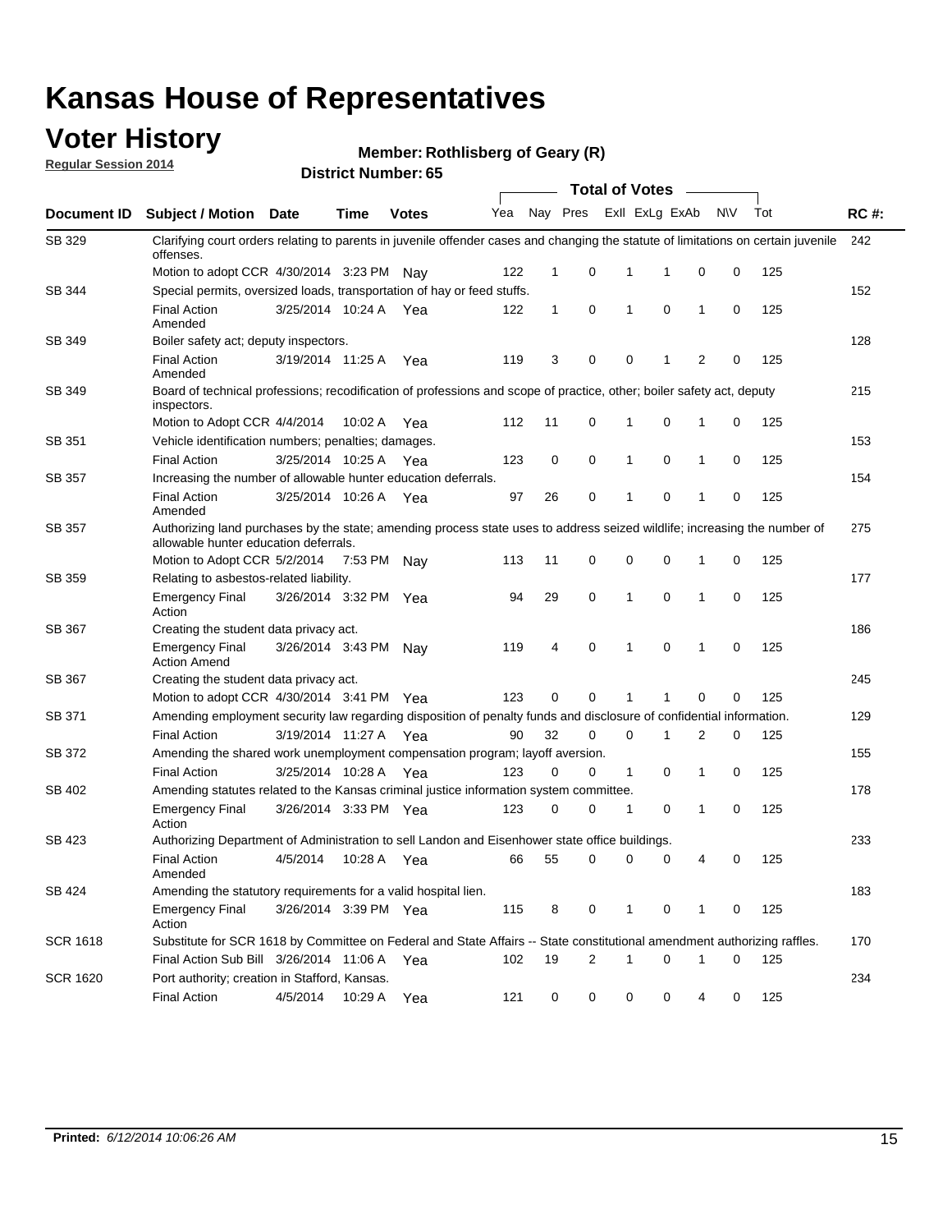# Kansas House of Representatives

## Voter History

**Regular Session 2014**

**Member: Rothlisberg of Geary (R)**

**District Number: 65**

| Document ID | Subject / Motion | Date | Time | Votes | Yea | Nay | Pres | ExII | ExLg | ExAb | N\V | Tot | RC #: |
|---|---|---|---|---|---|---|---|---|---|---|---|---|---|
| SB 329 | Clarifying court orders relating to parents in juvenile offender cases and changing the statute of limitations on certain juvenile offenses. | | | | | | | | | | | | 242 |
| | Motion to adopt CCR | 4/30/2014 | 3:23 PM | Nay | 122 | 1 | 0 | 1 | 1 | 0 | 0 | 125 | |
| SB 344 | Special permits, oversized loads, transportation of hay or feed stuffs. | | | | | | | | | | | | 152 |
| | Final Action Amended | 3/25/2014 | 10:24 A | Yea | 122 | 1 | 0 | 1 | 0 | 1 | 0 | 125 | |
| SB 349 | Boiler safety act; deputy inspectors. | | | | | | | | | | | | 128 |
| | Final Action Amended | 3/19/2014 | 11:25 A | Yea | 119 | 3 | 0 | 0 | 1 | 2 | 0 | 125 | |
| SB 349 | Board of technical professions; recodification of professions and scope of practice, other; boiler safety act, deputy inspectors. | | | | | | | | | | | | 215 |
| | Motion to Adopt CCR | 4/4/2014 | 10:02 A | Yea | 112 | 11 | 0 | 1 | 0 | 1 | 0 | 125 | |
| SB 351 | Vehicle identification numbers; penalties; damages. | | | | | | | | | | | | 153 |
| | Final Action | 3/25/2014 | 10:25 A | Yea | 123 | 0 | 0 | 1 | 0 | 1 | 0 | 125 | |
| SB 357 | Increasing the number of allowable hunter education deferrals. | | | | | | | | | | | | 154 |
| | Final Action Amended | 3/25/2014 | 10:26 A | Yea | 97 | 26 | 0 | 1 | 0 | 1 | 0 | 125 | |
| SB 357 | Authorizing land purchases by the state; amending process state uses to address seized wildlife; increasing the number of allowable hunter education deferrals. | | | | | | | | | | | | 275 |
| | Motion to Adopt CCR | 5/2/2014 | 7:53 PM | Nay | 113 | 11 | 0 | 0 | 0 | 1 | 0 | 125 | |
| SB 359 | Relating to asbestos-related liability. | | | | | | | | | | | | 177 |
| | Emergency Final Action | 3/26/2014 | 3:32 PM | Yea | 94 | 29 | 0 | 1 | 0 | 1 | 0 | 125 | |
| SB 367 | Creating the student data privacy act. | | | | | | | | | | | | 186 |
| | Emergency Final Action Amend | 3/26/2014 | 3:43 PM | Nay | 119 | 4 | 0 | 1 | 0 | 1 | 0 | 125 | |
| SB 367 | Creating the student data privacy act. | | | | | | | | | | | | 245 |
| | Motion to adopt CCR | 4/30/2014 | 3:41 PM | Yea | 123 | 0 | 0 | 1 | 1 | 0 | 0 | 125 | |
| SB 371 | Amending employment security law regarding disposition of penalty funds and disclosure of confidential information. | | | | | | | | | | | | 129 |
| | Final Action | 3/19/2014 | 11:27 A | Yea | 90 | 32 | 0 | 0 | 1 | 2 | 0 | 125 | |
| SB 372 | Amending the shared work unemployment compensation program; layoff aversion. | | | | | | | | | | | | 155 |
| | Final Action | 3/25/2014 | 10:28 A | Yea | 123 | 0 | 0 | 1 | 0 | 1 | 0 | 125 | |
| SB 402 | Amending statutes related to the Kansas criminal justice information system committee. | | | | | | | | | | | | 178 |
| | Emergency Final Action | 3/26/2014 | 3:33 PM | Yea | 123 | 0 | 0 | 1 | 0 | 1 | 0 | 125 | |
| SB 423 | Authorizing Department of Administration to sell Landon and Eisenhower state office buildings. | | | | | | | | | | | | 233 |
| | Final Action Amended | 4/5/2014 | 10:28 A | Yea | 66 | 55 | 0 | 0 | 0 | 4 | 0 | 125 | |
| SB 424 | Amending the statutory requirements for a valid hospital lien. | | | | | | | | | | | | 183 |
| | Emergency Final Action | 3/26/2014 | 3:39 PM | Yea | 115 | 8 | 0 | 1 | 0 | 1 | 0 | 125 | |
| SCR 1618 | Substitute for SCR 1618 by Committee on Federal and State Affairs -- State constitutional amendment authorizing raffles. | | | | | | | | | | | | 170 |
| | Final Action Sub Bill | 3/26/2014 | 11:06 A | Yea | 102 | 19 | 2 | 1 | 0 | 1 | 0 | 125 | |
| SCR 1620 | Port authority; creation in Stafford, Kansas. | | | | | | | | | | | | 234 |
| | Final Action | 4/5/2014 | 10:29 A | Yea | 121 | 0 | 0 | 0 | 0 | 4 | 0 | 125 | |

**Printed:** *6/12/2014 10:06:26 AM*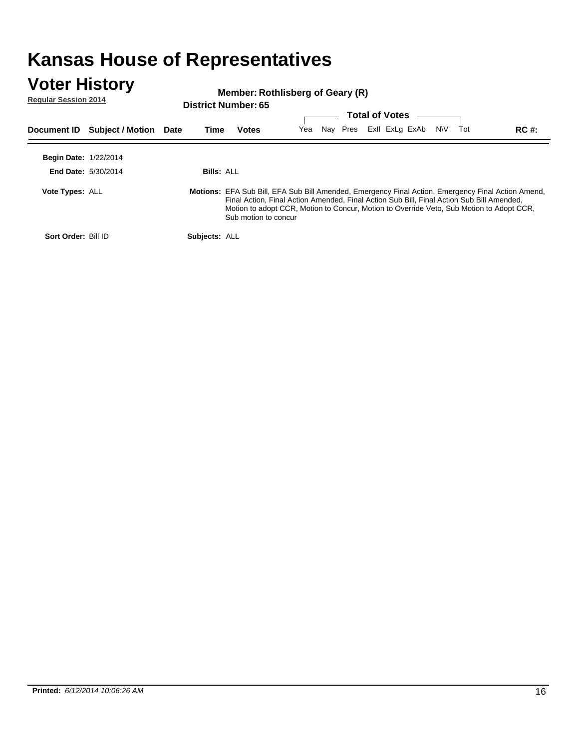# Kansas House of Representatives

## Voter History

**Regular Session 2014**

**Member: Rothlisberg of Geary (R)**

**District Number: 65**

| Document ID | Subject / Motion | Date | Time | Votes | Yea | Nay | Pres | ExII | ExLg | ExAb | N\V | Tot | RC #: |
|---|---|---|---|---|---|---|---|---|---|---|---|---|---|

(Yea through Tot: Total of Votes)

**Begin Date:** 1/22/2014

**End Date:** 5/30/2014

**Bills:** ALL

**Vote Types:** ALL

**Motions:** EFA Sub Bill, EFA Sub Bill Amended, Emergency Final Action, Emergency Final Action Amend, Final Action, Final Action Amended, Final Action Sub Bill, Final Action Sub Bill Amended, Motion to adopt CCR, Motion to Concur, Motion to Override Veto, Sub Motion to Adopt CCR, Sub motion to concur

**Sort Order:** Bill ID

**Subjects:** ALL

**Printed:** *6/12/2014 10:06:26 AM*